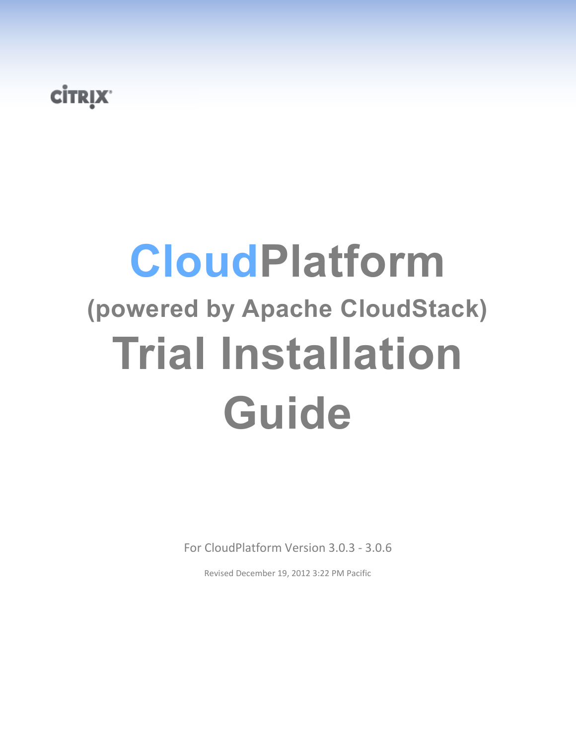CITRIX

# CloudPlatform

## (powered by Apache CloudStack)

# Trial Installation Guide

For CloudPlatform Version 3.0.3 - 3.0.6

Revised December 19, 2012 3:22 PM Pacific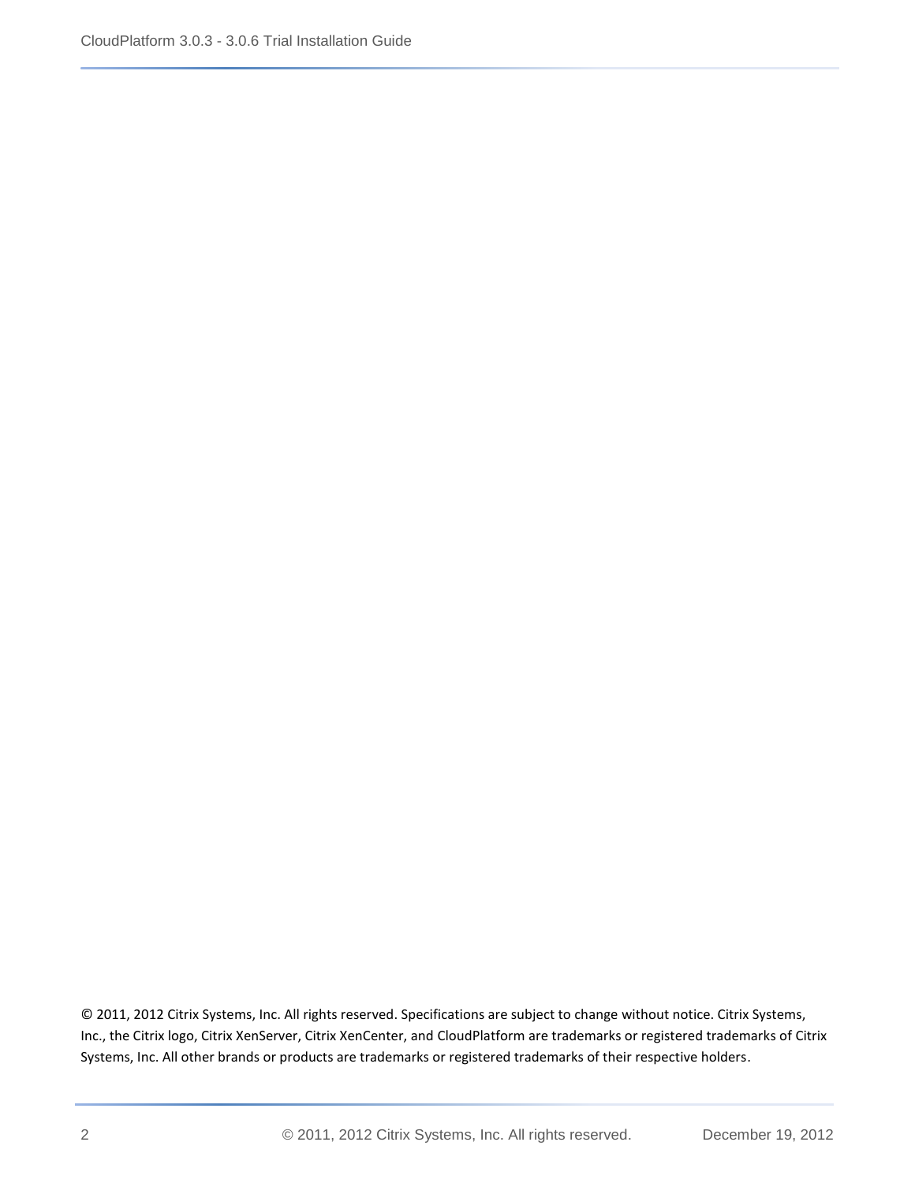© 2011, 2012 Citrix Systems, Inc. All rights reserved. Specifications are subject to change without notice. Citrix Systems, Inc., the Citrix logo, Citrix XenServer, Citrix XenCenter, and CloudPlatform are trademarks or registered trademarks of Citrix Systems, Inc. All other brands or products are trademarks or registered trademarks of their respective holders.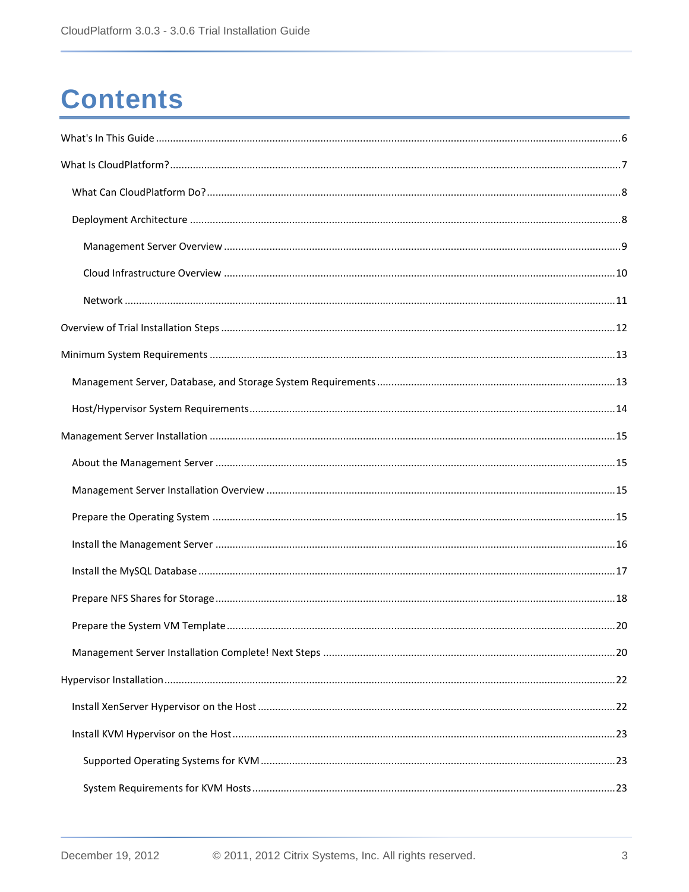# Contents

- What's In This Guide ....... 6
- What Is CloudPlatform? ....... 7
  - What Can CloudPlatform Do? ....... 8
  - Deployment Architecture ....... 8
    - Management Server Overview ....... 9
    - Cloud Infrastructure Overview ....... 10
    - Network ....... 11
- Overview of Trial Installation Steps ....... 12
- Minimum System Requirements ....... 13
  - Management Server, Database, and Storage System Requirements ....... 13
  - Host/Hypervisor System Requirements ....... 14
- Management Server Installation ....... 15
  - About the Management Server ....... 15
  - Management Server Installation Overview ....... 15
  - Prepare the Operating System ....... 15
  - Install the Management Server ....... 16
  - Install the MySQL Database ....... 17
  - Prepare NFS Shares for Storage ....... 18
  - Prepare the System VM Template ....... 20
  - Management Server Installation Complete! Next Steps ....... 20
- Hypervisor Installation ....... 22
  - Install XenServer Hypervisor on the Host ....... 22
  - Install KVM Hypervisor on the Host ....... 23
    - Supported Operating Systems for KVM ....... 23
    - System Requirements for KVM Hosts ....... 23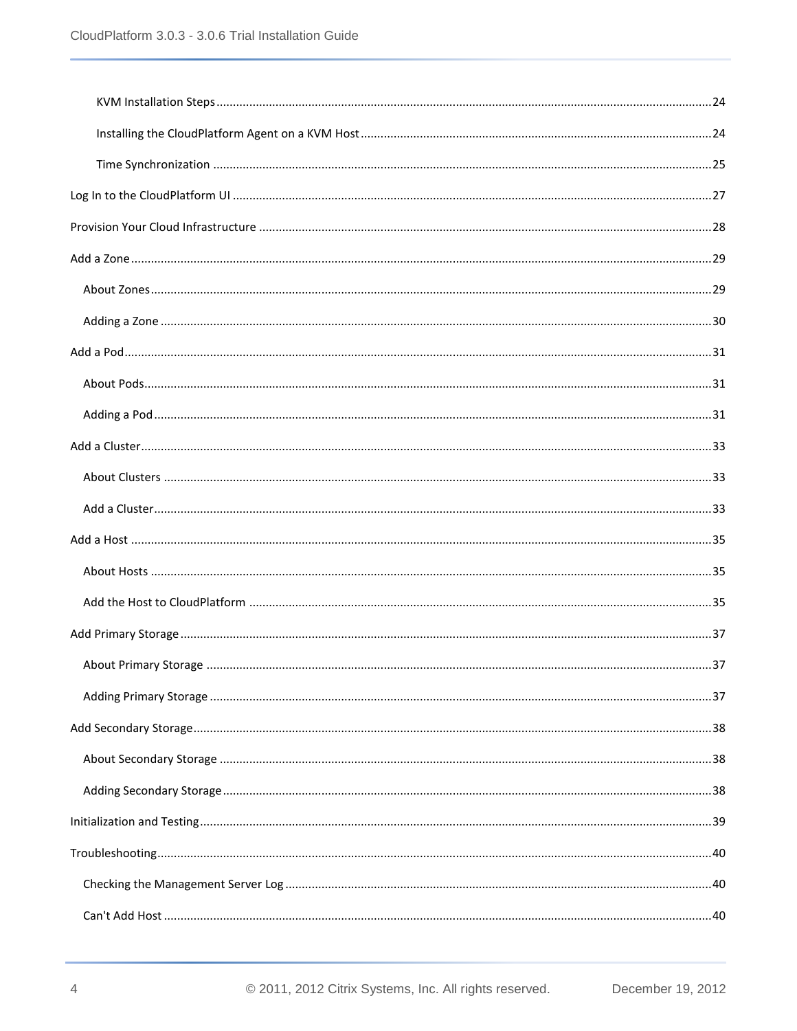KVM Installation Steps....................................................................................................................................24

Installing the CloudPlatform Agent on a KVM Host.........................................................................................24

Time Synchronization .....................................................................................................................................25

Log In to the CloudPlatform UI ..............................................................................................................................27

Provision Your Cloud Infrastructure .......................................................................................................................28

Add a Zone ............................................................................................................................................................29

About Zones........................................................................................................................................................29

Adding a Zone ....................................................................................................................................................30

Add a Pod..............................................................................................................................................................31

About Pods.........................................................................................................................................................31

Adding a Pod......................................................................................................................................................31

Add a Cluster.........................................................................................................................................................33

About Clusters ....................................................................................................................................................33

Add a Cluster......................................................................................................................................................33

Add a Host ............................................................................................................................................................35

About Hosts .......................................................................................................................................................35

Add the Host to CloudPlatform ..........................................................................................................................35

Add Primary Storage..............................................................................................................................................37

About Primary Storage .......................................................................................................................................37

Adding Primary Storage ......................................................................................................................................37

Add Secondary Storage..........................................................................................................................................38

About Secondary Storage ...................................................................................................................................38

Adding Secondary Storage..................................................................................................................................38

Initialization and Testing........................................................................................................................................39

Troubleshooting.....................................................................................................................................................40

Checking the Management Server Log ...............................................................................................................40

Can't Add Host ...................................................................................................................................................40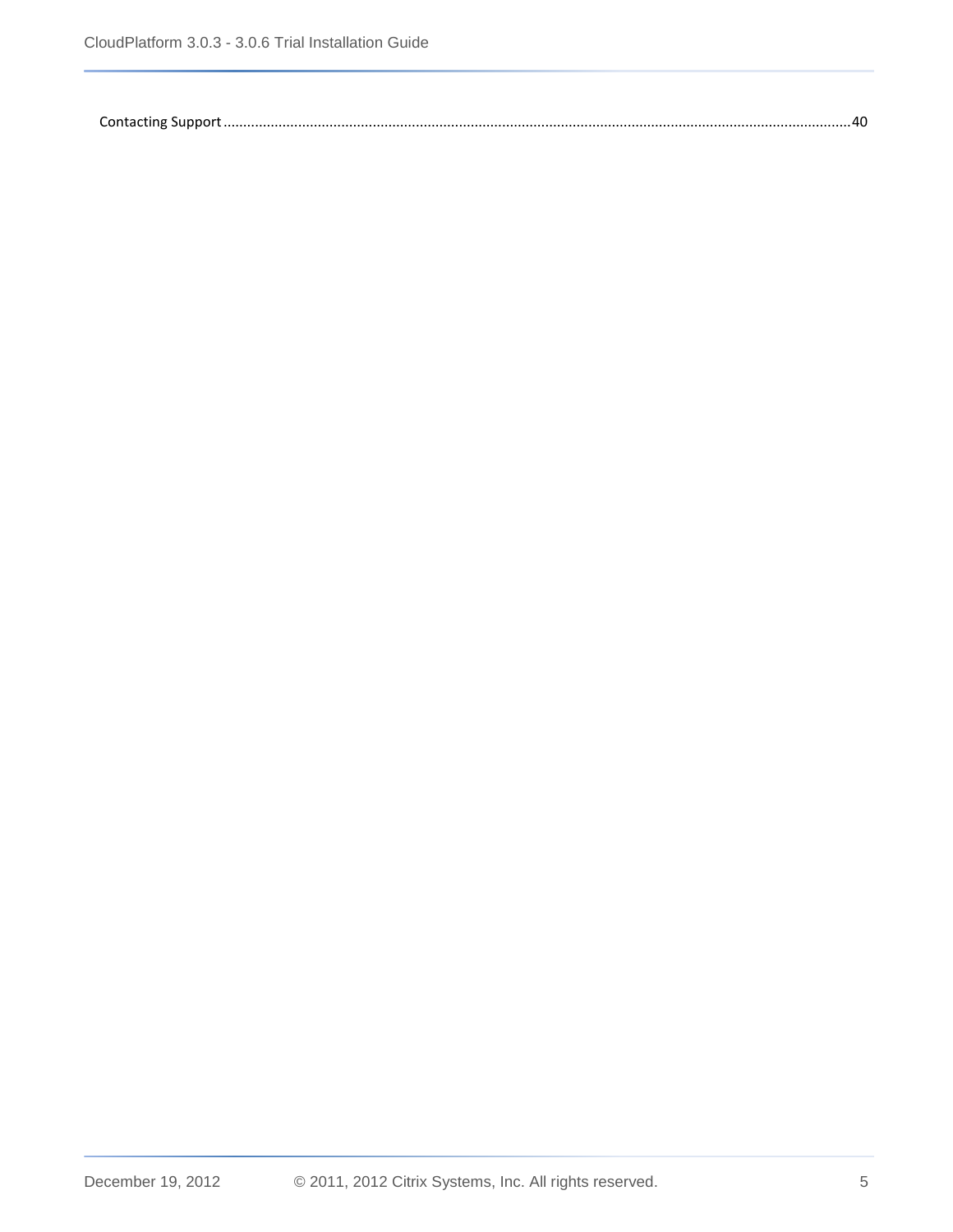Contacting Support ........................................................................................................................................................ 40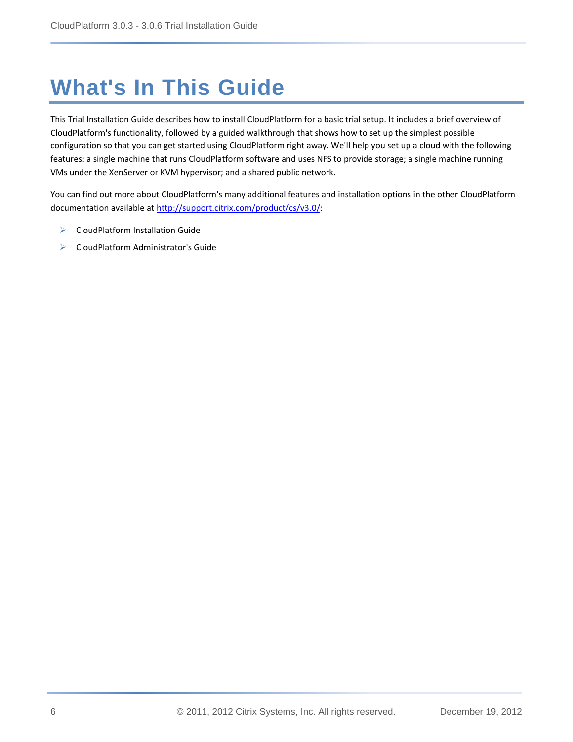# What's In This Guide

This Trial Installation Guide describes how to install CloudPlatform for a basic trial setup. It includes a brief overview of CloudPlatform's functionality, followed by a guided walkthrough that shows how to set up the simplest possible configuration so that you can get started using CloudPlatform right away. We'll help you set up a cloud with the following features: a single machine that runs CloudPlatform software and uses NFS to provide storage; a single machine running VMs under the XenServer or KVM hypervisor; and a shared public network.

You can find out more about CloudPlatform's many additional features and installation options in the other CloudPlatform documentation available at http://support.citrix.com/product/cs/v3.0/:

- CloudPlatform Installation Guide
- CloudPlatform Administrator's Guide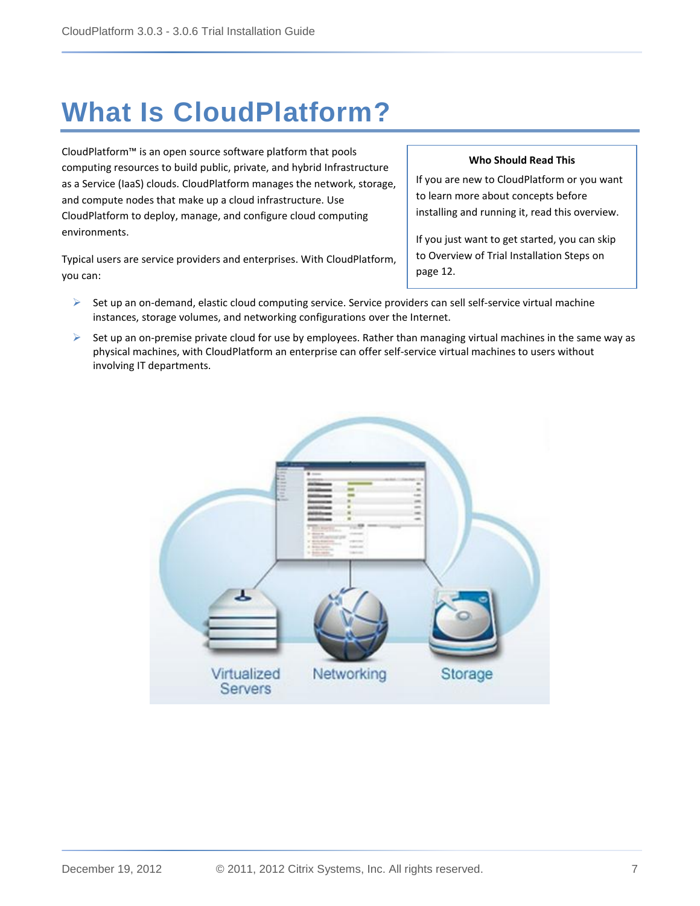# What Is CloudPlatform?

CloudPlatform™ is an open source software platform that pools computing resources to build public, private, and hybrid Infrastructure as a Service (IaaS) clouds. CloudPlatform manages the network, storage, and compute nodes that make up a cloud infrastructure. Use CloudPlatform to deploy, manage, and configure cloud computing environments.

Typical users are service providers and enterprises. With CloudPlatform, you can:

> **Who Should Read This**
>
> If you are new to CloudPlatform or you want to learn more about concepts before installing and running it, read this overview.
>
> If you just want to get started, you can skip to Overview of Trial Installation Steps on page 12.

- Set up an on-demand, elastic cloud computing service. Service providers can sell self-service virtual machine instances, storage volumes, and networking configurations over the Internet.
- Set up an on-premise private cloud for use by employees. Rather than managing virtual machines in the same way as physical machines, with CloudPlatform an enterprise can offer self-service virtual machines to users without involving IT departments.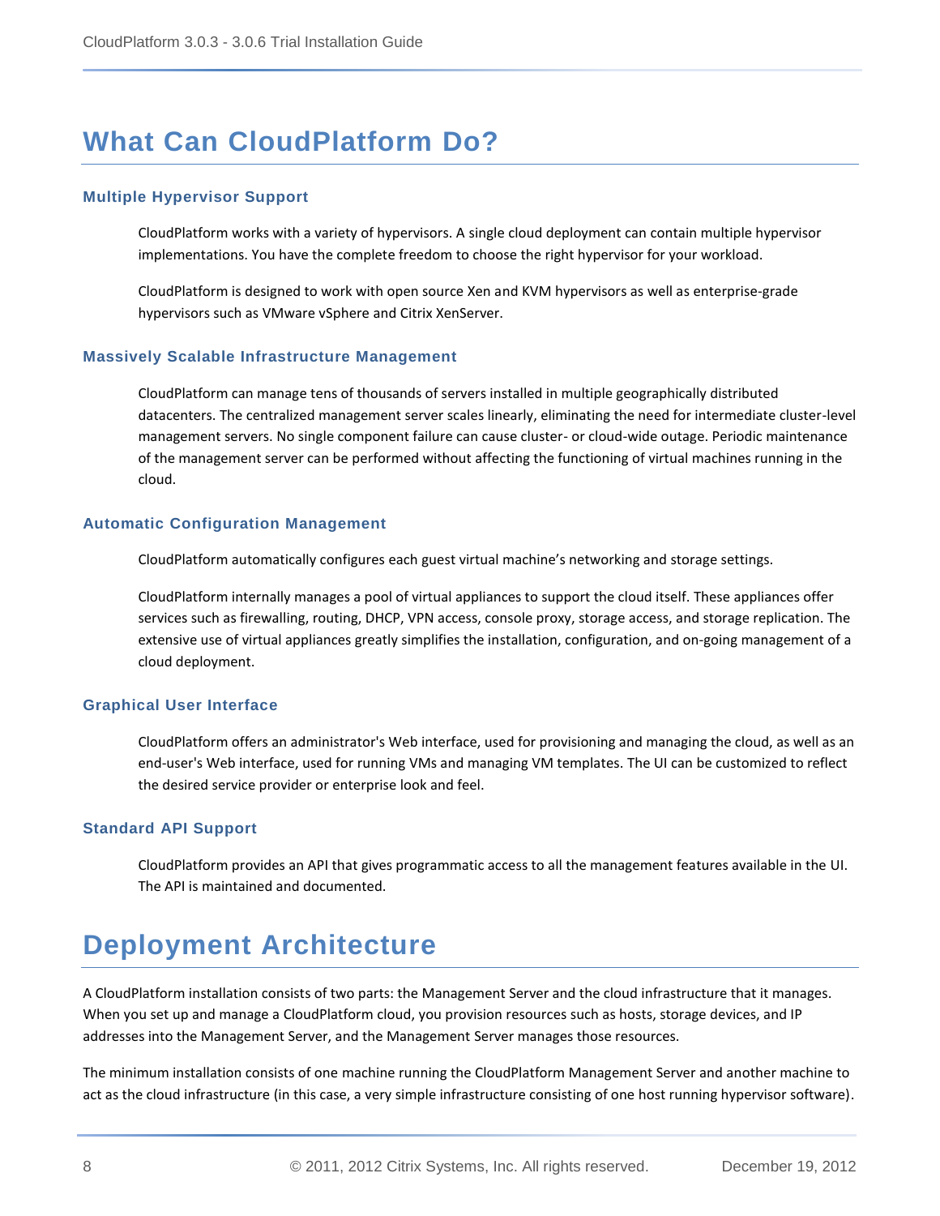# What Can CloudPlatform Do?

### Multiple Hypervisor Support

CloudPlatform works with a variety of hypervisors. A single cloud deployment can contain multiple hypervisor implementations. You have the complete freedom to choose the right hypervisor for your workload.

CloudPlatform is designed to work with open source Xen and KVM hypervisors as well as enterprise-grade hypervisors such as VMware vSphere and Citrix XenServer.

### Massively Scalable Infrastructure Management

CloudPlatform can manage tens of thousands of servers installed in multiple geographically distributed datacenters. The centralized management server scales linearly, eliminating the need for intermediate cluster-level management servers. No single component failure can cause cluster- or cloud-wide outage. Periodic maintenance of the management server can be performed without affecting the functioning of virtual machines running in the cloud.

### Automatic Configuration Management

CloudPlatform automatically configures each guest virtual machine's networking and storage settings.

CloudPlatform internally manages a pool of virtual appliances to support the cloud itself. These appliances offer services such as firewalling, routing, DHCP, VPN access, console proxy, storage access, and storage replication. The extensive use of virtual appliances greatly simplifies the installation, configuration, and on-going management of a cloud deployment.

### Graphical User Interface

CloudPlatform offers an administrator's Web interface, used for provisioning and managing the cloud, as well as an end-user's Web interface, used for running VMs and managing VM templates. The UI can be customized to reflect the desired service provider or enterprise look and feel.

### Standard API Support

CloudPlatform provides an API that gives programmatic access to all the management features available in the UI. The API is maintained and documented.

# Deployment Architecture

A CloudPlatform installation consists of two parts: the Management Server and the cloud infrastructure that it manages. When you set up and manage a CloudPlatform cloud, you provision resources such as hosts, storage devices, and IP addresses into the Management Server, and the Management Server manages those resources.

The minimum installation consists of one machine running the CloudPlatform Management Server and another machine to act as the cloud infrastructure (in this case, a very simple infrastructure consisting of one host running hypervisor software).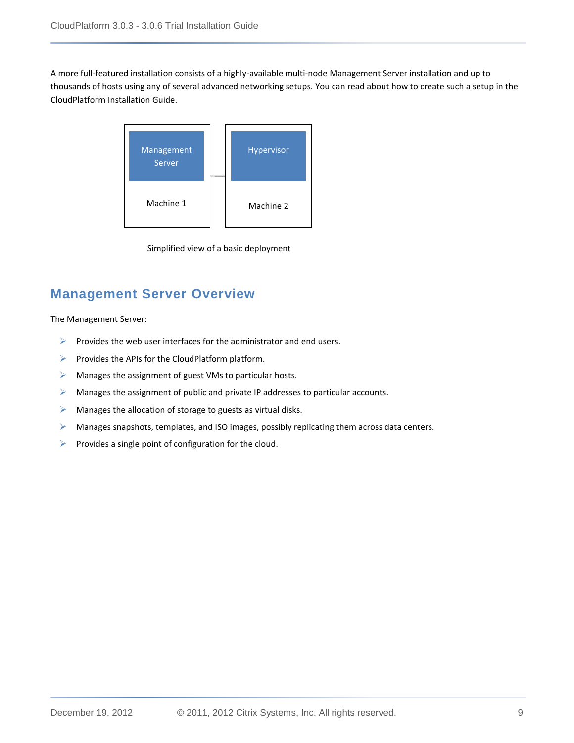A more full-featured installation consists of a highly-available multi-node Management Server installation and up to thousands of hosts using any of several advanced networking setups. You can read about how to create such a setup in the CloudPlatform Installation Guide.

Simplified view of a basic deployment

## Management Server Overview

The Management Server:

- Provides the web user interfaces for the administrator and end users.
- Provides the APIs for the CloudPlatform platform.
- Manages the assignment of guest VMs to particular hosts.
- Manages the assignment of public and private IP addresses to particular accounts.
- Manages the allocation of storage to guests as virtual disks.
- Manages snapshots, templates, and ISO images, possibly replicating them across data centers.
- Provides a single point of configuration for the cloud.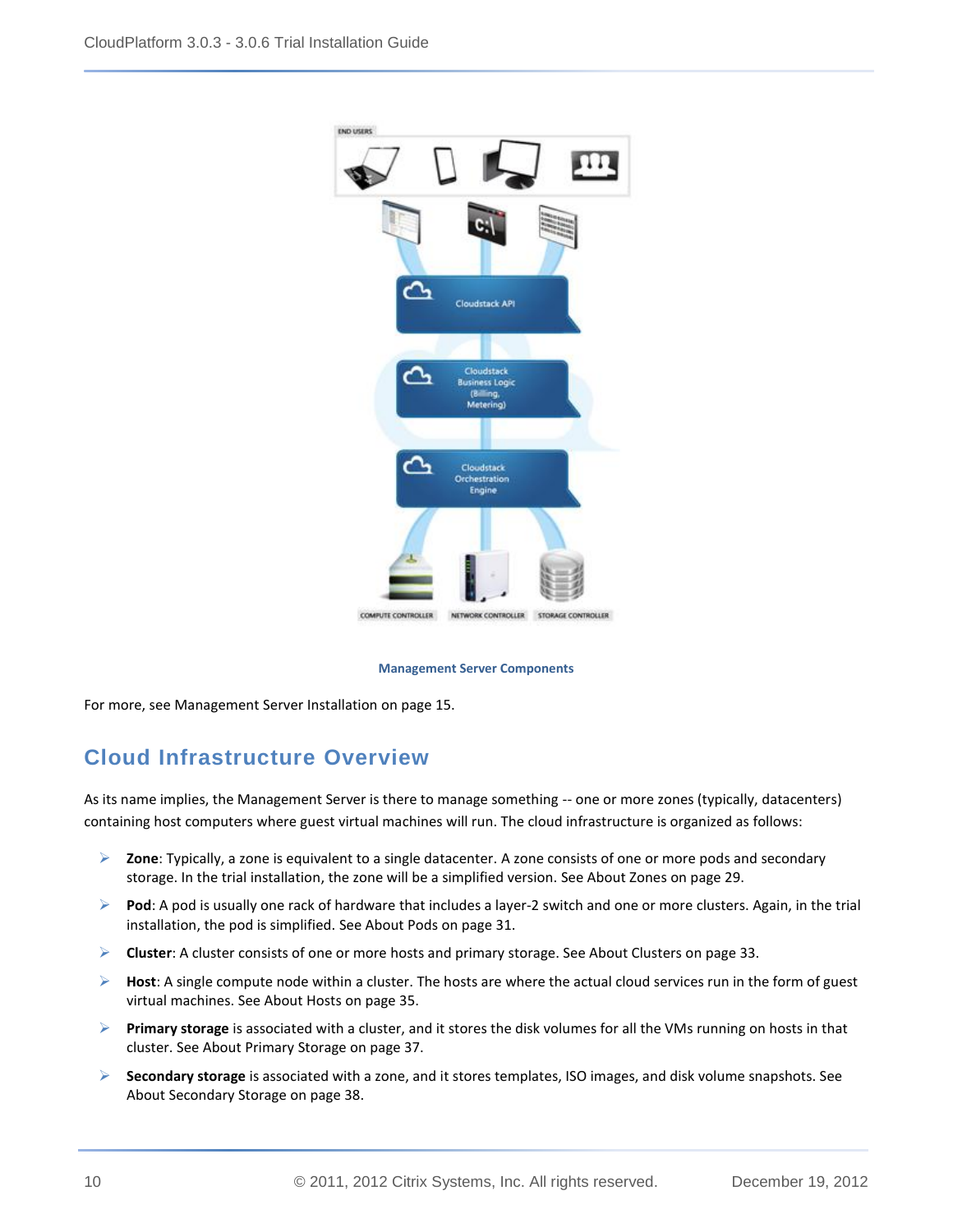Management Server Components

For more, see Management Server Installation on page 15.

## Cloud Infrastructure Overview

As its name implies, the Management Server is there to manage something -- one or more zones (typically, datacenters) containing host computers where guest virtual machines will run. The cloud infrastructure is organized as follows:

- **Zone**: Typically, a zone is equivalent to a single datacenter. A zone consists of one or more pods and secondary storage. In the trial installation, the zone will be a simplified version. See About Zones on page 29.
- **Pod**: A pod is usually one rack of hardware that includes a layer-2 switch and one or more clusters. Again, in the trial installation, the pod is simplified. See About Pods on page 31.
- **Cluster**: A cluster consists of one or more hosts and primary storage. See About Clusters on page 33.
- **Host**: A single compute node within a cluster. The hosts are where the actual cloud services run in the form of guest virtual machines. See About Hosts on page 35.
- **Primary storage** is associated with a cluster, and it stores the disk volumes for all the VMs running on hosts in that cluster. See About Primary Storage on page 37.
- **Secondary storage** is associated with a zone, and it stores templates, ISO images, and disk volume snapshots. See About Secondary Storage on page 38.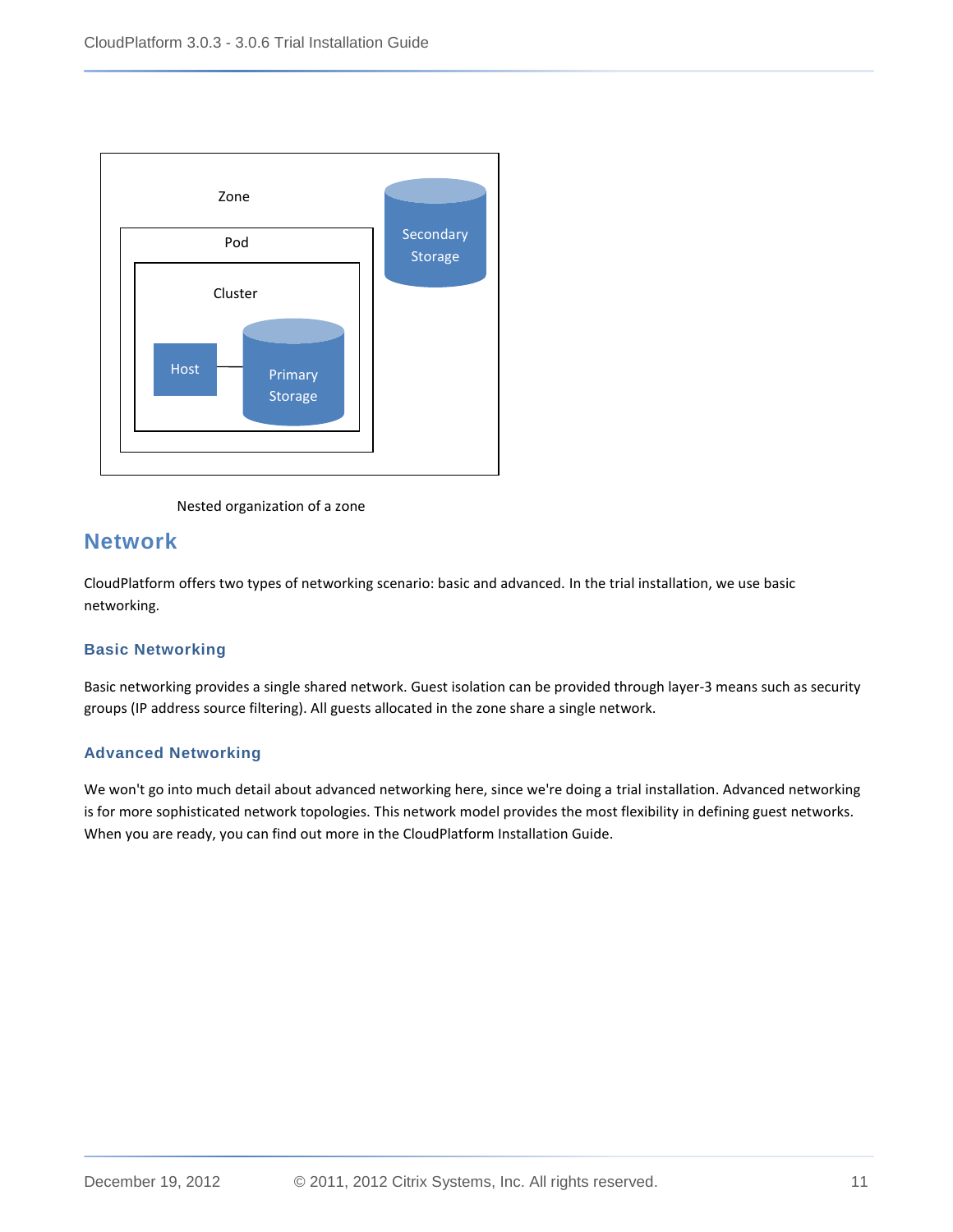Nested organization of a zone

## Network

CloudPlatform offers two types of networking scenario: basic and advanced. In the trial installation, we use basic networking.

### Basic Networking

Basic networking provides a single shared network. Guest isolation can be provided through layer-3 means such as security groups (IP address source filtering). All guests allocated in the zone share a single network.

### Advanced Networking

We won't go into much detail about advanced networking here, since we're doing a trial installation. Advanced networking is for more sophisticated network topologies. This network model provides the most flexibility in defining guest networks. When you are ready, you can find out more in the CloudPlatform Installation Guide.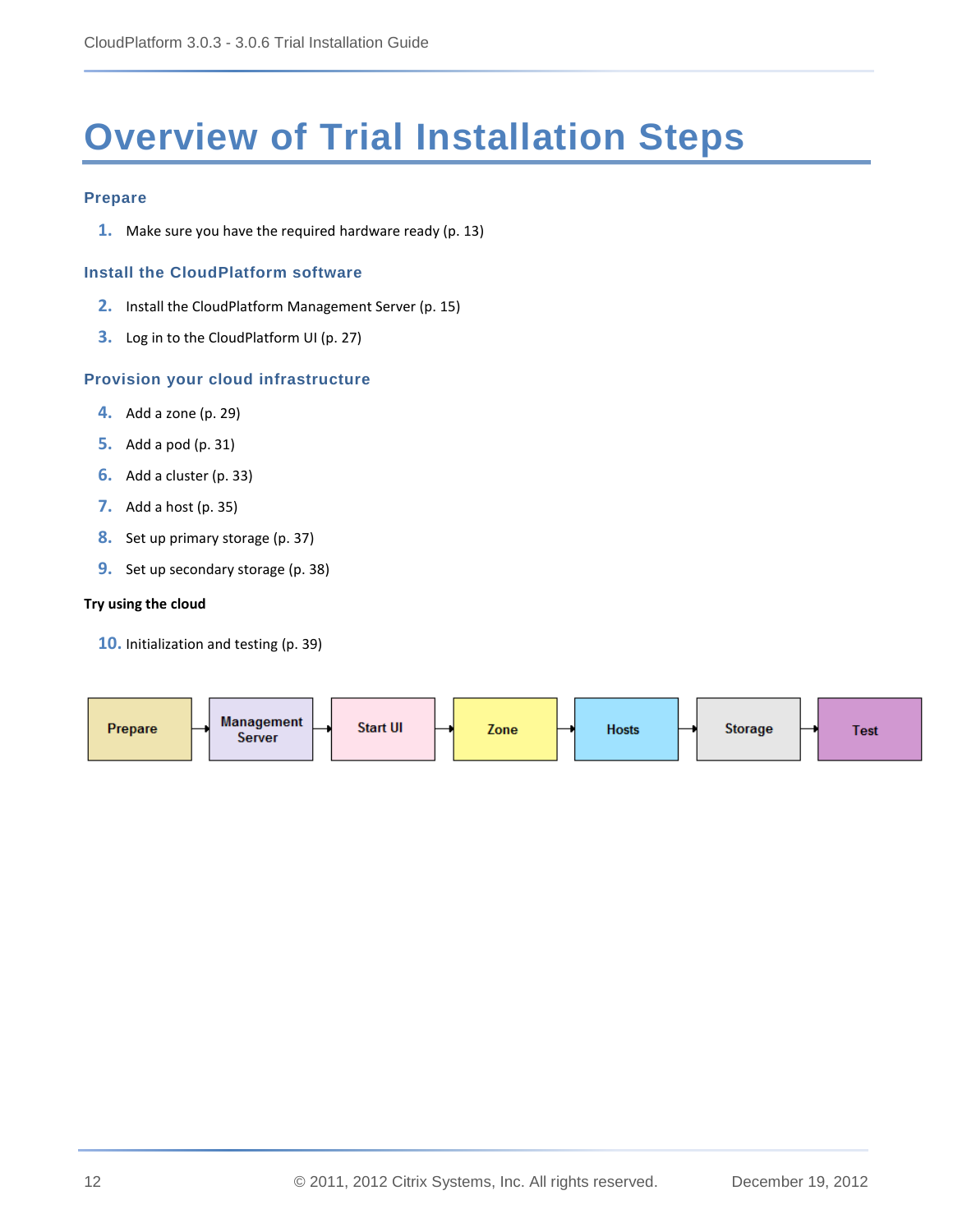# Overview of Trial Installation Steps

### Prepare

1. Make sure you have the required hardware ready (p. 13)

### Install the CloudPlatform software

2. Install the CloudPlatform Management Server (p. 15)
3. Log in to the CloudPlatform UI (p. 27)

### Provision your cloud infrastructure

4. Add a zone (p. 29)
5. Add a pod (p. 31)
6. Add a cluster (p. 33)
7. Add a host (p. 35)
8. Set up primary storage (p. 37)
9. Set up secondary storage (p. 38)

**Try using the cloud**

10. Initialization and testing (p. 39)

Prepare → Management Server → Start UI → Zone → Hosts → Storage → Test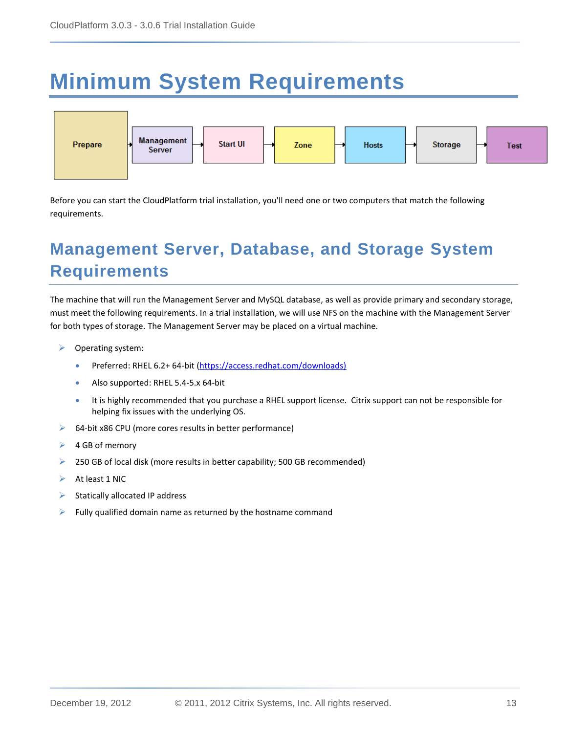# Minimum System Requirements

Prepare → Management Server → Start UI → Zone → Hosts → Storage → Test

Before you can start the CloudPlatform trial installation, you'll need one or two computers that match the following requirements.

## Management Server, Database, and Storage System Requirements

The machine that will run the Management Server and MySQL database, as well as provide primary and secondary storage, must meet the following requirements. In a trial installation, we will use NFS on the machine with the Management Server for both types of storage. The Management Server may be placed on a virtual machine.

- Operating system:
  - Preferred: RHEL 6.2+ 64-bit (https://access.redhat.com/downloads)
  - Also supported: RHEL 5.4-5.x 64-bit
  - It is highly recommended that you purchase a RHEL support license. Citrix support can not be responsible for helping fix issues with the underlying OS.
- 64-bit x86 CPU (more cores results in better performance)
- 4 GB of memory
- 250 GB of local disk (more results in better capability; 500 GB recommended)
- At least 1 NIC
- Statically allocated IP address
- Fully qualified domain name as returned by the hostname command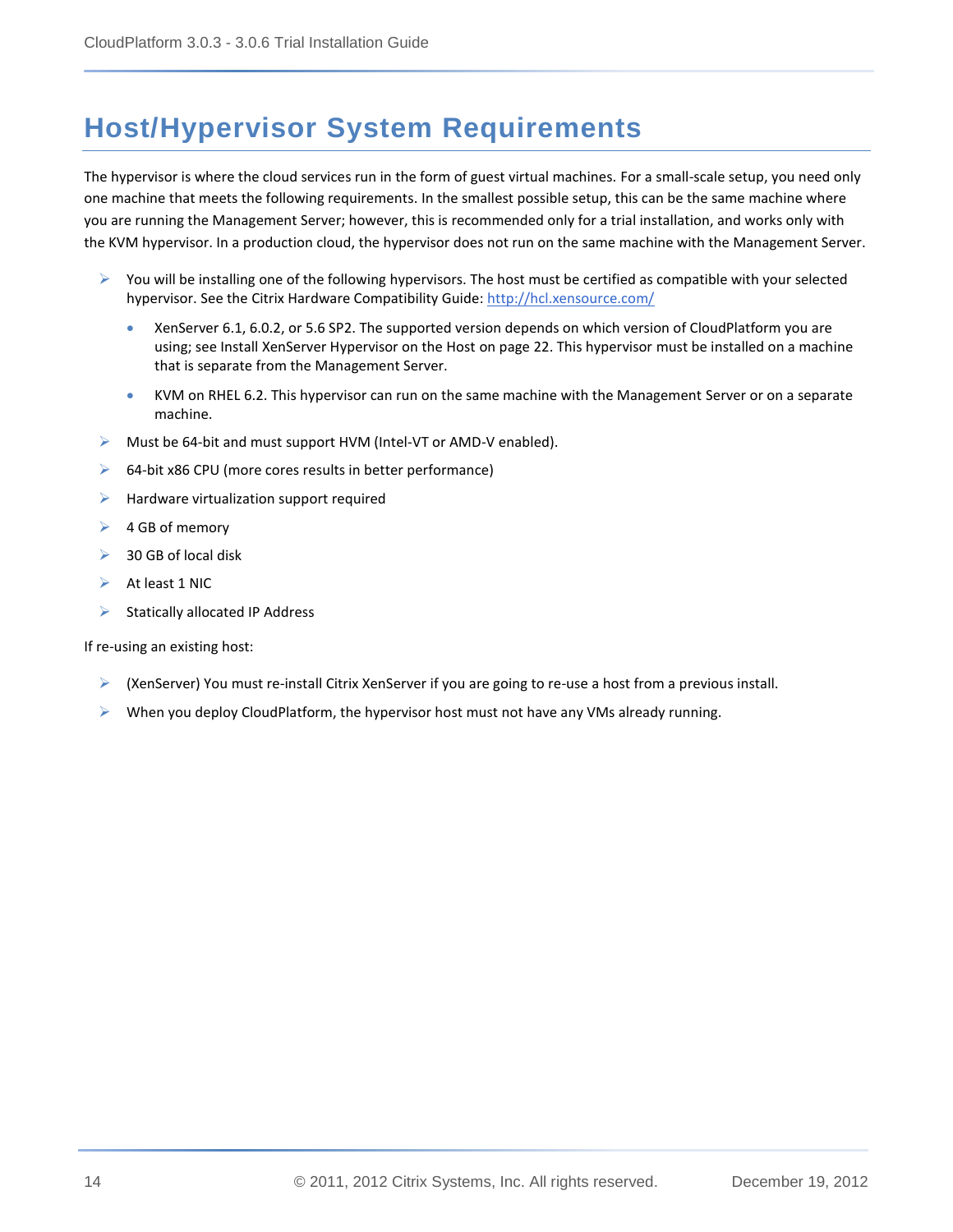# Host/Hypervisor System Requirements

The hypervisor is where the cloud services run in the form of guest virtual machines. For a small-scale setup, you need only one machine that meets the following requirements. In the smallest possible setup, this can be the same machine where you are running the Management Server; however, this is recommended only for a trial installation, and works only with the KVM hypervisor. In a production cloud, the hypervisor does not run on the same machine with the Management Server.

- You will be installing one of the following hypervisors. The host must be certified as compatible with your selected hypervisor. See the Citrix Hardware Compatibility Guide: http://hcl.xensource.com/
  - XenServer 6.1, 6.0.2, or 5.6 SP2. The supported version depends on which version of CloudPlatform you are using; see Install XenServer Hypervisor on the Host on page 22. This hypervisor must be installed on a machine that is separate from the Management Server.
  - KVM on RHEL 6.2. This hypervisor can run on the same machine with the Management Server or on a separate machine.
- Must be 64-bit and must support HVM (Intel-VT or AMD-V enabled).
- 64-bit x86 CPU (more cores results in better performance)
- Hardware virtualization support required
- 4 GB of memory
- 30 GB of local disk
- At least 1 NIC
- Statically allocated IP Address

If re-using an existing host:

- (XenServer) You must re-install Citrix XenServer if you are going to re-use a host from a previous install.
- When you deploy CloudPlatform, the hypervisor host must not have any VMs already running.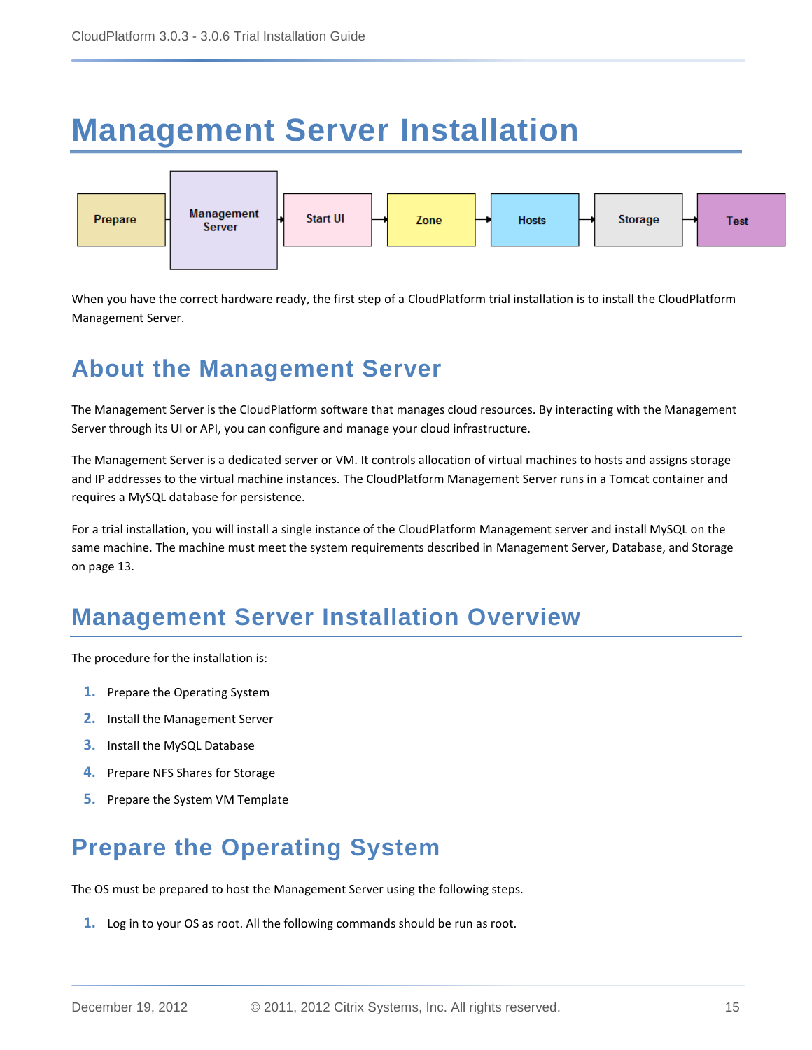# Management Server Installation

Prepare → Management Server → Start UI → Zone → Hosts → Storage → Test

When you have the correct hardware ready, the first step of a CloudPlatform trial installation is to install the CloudPlatform Management Server.

## About the Management Server

The Management Server is the CloudPlatform software that manages cloud resources. By interacting with the Management Server through its UI or API, you can configure and manage your cloud infrastructure.

The Management Server is a dedicated server or VM. It controls allocation of virtual machines to hosts and assigns storage and IP addresses to the virtual machine instances. The CloudPlatform Management Server runs in a Tomcat container and requires a MySQL database for persistence.

For a trial installation, you will install a single instance of the CloudPlatform Management server and install MySQL on the same machine. The machine must meet the system requirements described in Management Server, Database, and Storage on page 13.

## Management Server Installation Overview

The procedure for the installation is:

1. Prepare the Operating System
2. Install the Management Server
3. Install the MySQL Database
4. Prepare NFS Shares for Storage
5. Prepare the System VM Template

## Prepare the Operating System

The OS must be prepared to host the Management Server using the following steps.

1. Log in to your OS as root. All the following commands should be run as root.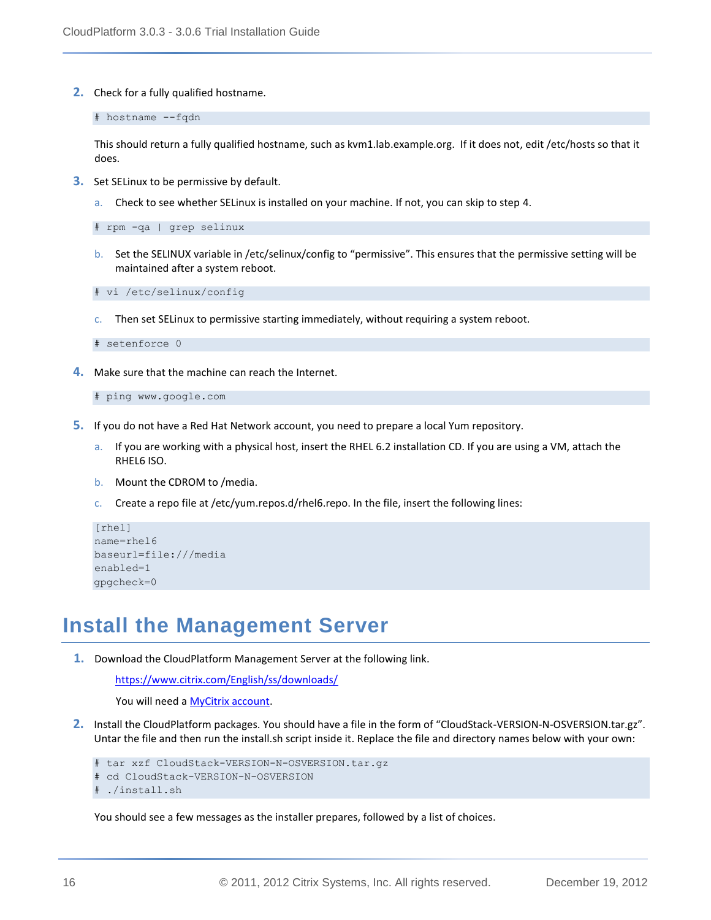2. Check for a fully qualified hostname.

```
# hostname --fqdn
```

   This should return a fully qualified hostname, such as kvm1.lab.example.org. If it does not, edit /etc/hosts so that it does.

3. Set SELinux to be permissive by default.

   a. Check to see whether SELinux is installed on your machine. If not, you can skip to step 4.

```
# rpm -qa | grep selinux
```

   b. Set the SELINUX variable in /etc/selinux/config to “permissive”. This ensures that the permissive setting will be maintained after a system reboot.

```
# vi /etc/selinux/config
```

   c. Then set SELinux to permissive starting immediately, without requiring a system reboot.

```
# setenforce 0
```

4. Make sure that the machine can reach the Internet.

```
# ping www.google.com
```

5. If you do not have a Red Hat Network account, you need to prepare a local Yum repository.

   a. If you are working with a physical host, insert the RHEL 6.2 installation CD. If you are using a VM, attach the RHEL6 ISO.

   b. Mount the CDROM to /media.

   c. Create a repo file at /etc/yum.repos.d/rhel6.repo. In the file, insert the following lines:

```
[rhel]
name=rhel6
baseurl=file:///media
enabled=1
gpgcheck=0
```

# Install the Management Server

1. Download the CloudPlatform Management Server at the following link.

   https://www.citrix.com/English/ss/downloads/

   You will need a MyCitrix account.

2. Install the CloudPlatform packages. You should have a file in the form of “CloudStack-VERSION-N-OSVERSION.tar.gz”. Untar the file and then run the install.sh script inside it. Replace the file and directory names below with your own:

```
# tar xzf CloudStack-VERSION-N-OSVERSION.tar.gz
# cd CloudStack-VERSION-N-OSVERSION
# ./install.sh
```

   You should see a few messages as the installer prepares, followed by a list of choices.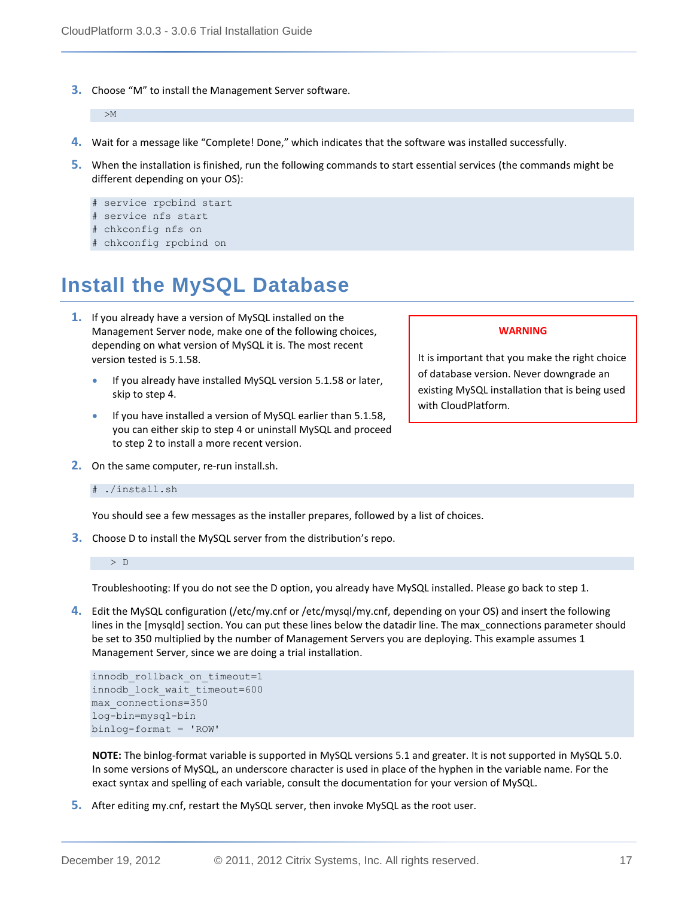3. Choose “M” to install the Management Server software.

```
>M
```

4. Wait for a message like “Complete! Done,” which indicates that the software was installed successfully.

5. When the installation is finished, run the following commands to start essential services (the commands might be different depending on your OS):

```
# service rpcbind start
# service nfs start
# chkconfig nfs on
# chkconfig rpcbind on
```

## Install the MySQL Database

1. If you already have a version of MySQL installed on the Management Server node, make one of the following choices, depending on what version of MySQL it is. The most recent version tested is 5.1.58.

   - If you already have installed MySQL version 5.1.58 or later, skip to step 4.
   - If you have installed a version of MySQL earlier than 5.1.58, you can either skip to step 4 or uninstall MySQL and proceed to step 2 to install a more recent version.

> **WARNING**
>
> It is important that you make the right choice of database version. Never downgrade an existing MySQL installation that is being used with CloudPlatform.

2. On the same computer, re-run install.sh.

```
# ./install.sh
```

   You should see a few messages as the installer prepares, followed by a list of choices.

3. Choose D to install the MySQL server from the distribution’s repo.

```
> D
```

   Troubleshooting: If you do not see the D option, you already have MySQL installed. Please go back to step 1.

4. Edit the MySQL configuration (/etc/my.cnf or /etc/mysql/my.cnf, depending on your OS) and insert the following lines in the [mysqld] section. You can put these lines below the datadir line. The max_connections parameter should be set to 350 multiplied by the number of Management Servers you are deploying. This example assumes 1 Management Server, since we are doing a trial installation.

```
innodb_rollback_on_timeout=1
innodb_lock_wait_timeout=600
max_connections=350
log-bin=mysql-bin
binlog-format = 'ROW'
```

   **NOTE:** The binlog-format variable is supported in MySQL versions 5.1 and greater. It is not supported in MySQL 5.0. In some versions of MySQL, an underscore character is used in place of the hyphen in the variable name. For the exact syntax and spelling of each variable, consult the documentation for your version of MySQL.

5. After editing my.cnf, restart the MySQL server, then invoke MySQL as the root user.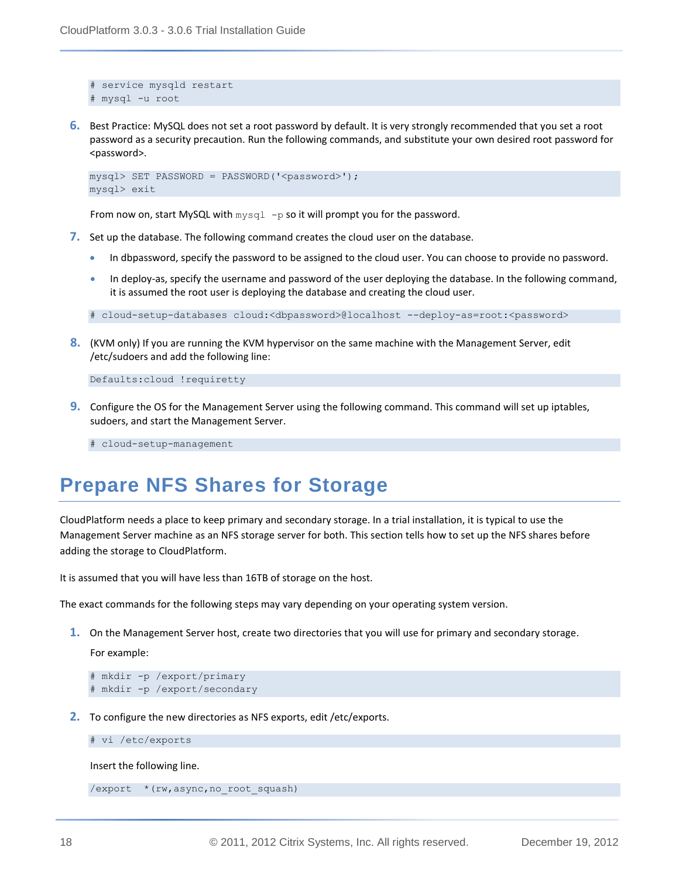```
# service mysqld restart
# mysql -u root
```

6. Best Practice: MySQL does not set a root password by default. It is very strongly recommended that you set a root password as a security precaution. Run the following commands, and substitute your own desired root password for <password>.

```
mysql> SET PASSWORD = PASSWORD('<password>');
mysql> exit
```

   From now on, start MySQL with `mysql -p` so it will prompt you for the password.

7. Set up the database. The following command creates the cloud user on the database.
   - In dbpassword, specify the password to be assigned to the cloud user. You can choose to provide no password.
   - In deploy-as, specify the username and password of the user deploying the database. In the following command, it is assumed the root user is deploying the database and creating the cloud user.

```
# cloud-setup-databases cloud:<dbpassword>@localhost --deploy-as=root:<password>
```

8. (KVM only) If you are running the KVM hypervisor on the same machine with the Management Server, edit /etc/sudoers and add the following line:

```
Defaults:cloud !requiretty
```

9. Configure the OS for the Management Server using the following command. This command will set up iptables, sudoers, and start the Management Server.

```
# cloud-setup-management
```

# Prepare NFS Shares for Storage

CloudPlatform needs a place to keep primary and secondary storage. In a trial installation, it is typical to use the Management Server machine as an NFS storage server for both. This section tells how to set up the NFS shares before adding the storage to CloudPlatform.

It is assumed that you will have less than 16TB of storage on the host.

The exact commands for the following steps may vary depending on your operating system version.

1. On the Management Server host, create two directories that you will use for primary and secondary storage.

   For example:

```
# mkdir -p /export/primary
# mkdir -p /export/secondary
```

2. To configure the new directories as NFS exports, edit /etc/exports.

```
# vi /etc/exports
```

   Insert the following line.

```
/export  *(rw,async,no_root_squash)
```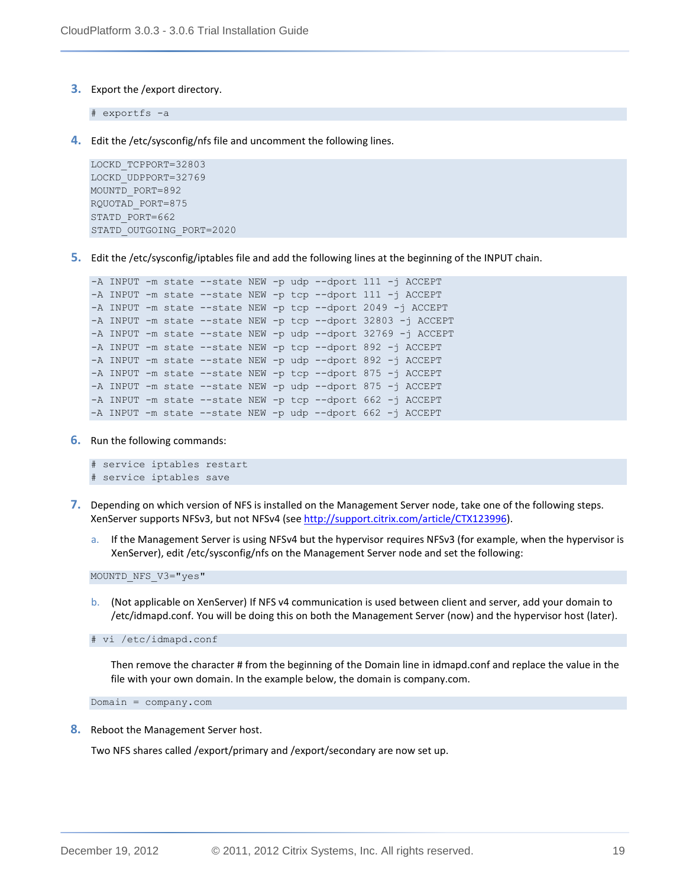3. Export the /export directory.

```
# exportfs -a
```

4. Edit the /etc/sysconfig/nfs file and uncomment the following lines.

```
LOCKD_TCPPORT=32803
LOCKD_UDPPORT=32769
MOUNTD_PORT=892
RQUOTAD_PORT=875
STATD_PORT=662
STATD_OUTGOING_PORT=2020
```

5. Edit the /etc/sysconfig/iptables file and add the following lines at the beginning of the INPUT chain.

```
-A INPUT -m state --state NEW -p udp --dport 111 -j ACCEPT
-A INPUT -m state --state NEW -p tcp --dport 111 -j ACCEPT
-A INPUT -m state --state NEW -p tcp --dport 2049 -j ACCEPT
-A INPUT -m state --state NEW -p tcp --dport 32803 -j ACCEPT
-A INPUT -m state --state NEW -p udp --dport 32769 -j ACCEPT
-A INPUT -m state --state NEW -p tcp --dport 892 -j ACCEPT
-A INPUT -m state --state NEW -p udp --dport 892 -j ACCEPT
-A INPUT -m state --state NEW -p tcp --dport 875 -j ACCEPT
-A INPUT -m state --state NEW -p udp --dport 875 -j ACCEPT
-A INPUT -m state --state NEW -p tcp --dport 662 -j ACCEPT
-A INPUT -m state --state NEW -p udp --dport 662 -j ACCEPT
```

6. Run the following commands:

```
# service iptables restart
# service iptables save
```

7. Depending on which version of NFS is installed on the Management Server node, take one of the following steps. XenServer supports NFSv3, but not NFSv4 (see http://support.citrix.com/article/CTX123996).

   a. If the Management Server is using NFSv4 but the hypervisor requires NFSv3 (for example, when the hypervisor is XenServer), edit /etc/sysconfig/nfs on the Management Server node and set the following:

   ```
   MOUNTD_NFS_V3="yes"
   ```

   b. (Not applicable on XenServer) If NFS v4 communication is used between client and server, add your domain to /etc/idmapd.conf. You will be doing this on both the Management Server (now) and the hypervisor host (later).

   ```
   # vi /etc/idmapd.conf
   ```

   Then remove the character # from the beginning of the Domain line in idmapd.conf and replace the value in the file with your own domain. In the example below, the domain is company.com.

   ```
   Domain = company.com
   ```

8. Reboot the Management Server host.

   Two NFS shares called /export/primary and /export/secondary are now set up.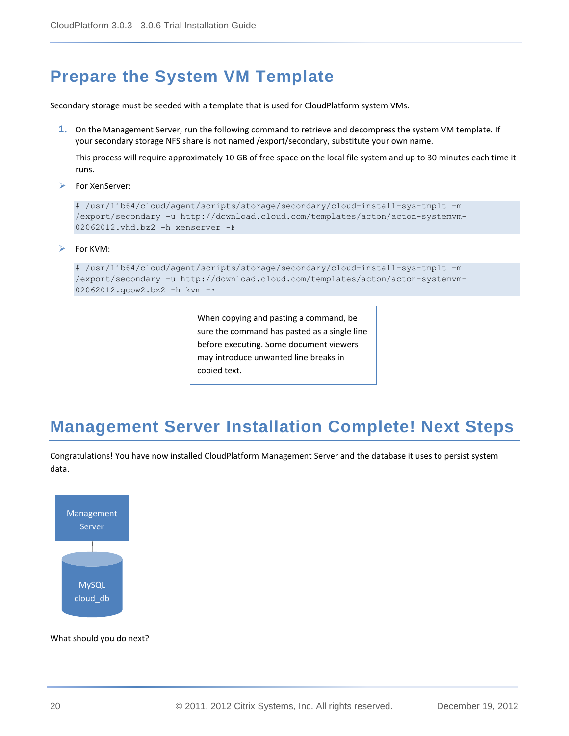# Prepare the System VM Template

Secondary storage must be seeded with a template that is used for CloudPlatform system VMs.

1. On the Management Server, run the following command to retrieve and decompress the system VM template. If your secondary storage NFS share is not named /export/secondary, substitute your own name.

   This process will require approximately 10 GB of free space on the local file system and up to 30 minutes each time it runs.

- For XenServer:

```
# /usr/lib64/cloud/agent/scripts/storage/secondary/cloud-install-sys-tmplt -m
/export/secondary -u http://download.cloud.com/templates/acton/acton-systemvm-
02062012.vhd.bz2 -h xenserver -F
```

- For KVM:

```
# /usr/lib64/cloud/agent/scripts/storage/secondary/cloud-install-sys-tmplt -m
/export/secondary -u http://download.cloud.com/templates/acton/acton-systemvm-
02062012.qcow2.bz2 -h kvm -F
```

> When copying and pasting a command, be sure the command has pasted as a single line before executing. Some document viewers may introduce unwanted line breaks in copied text.

# Management Server Installation Complete! Next Steps

Congratulations! You have now installed CloudPlatform Management Server and the database it uses to persist system data.

Management Server

MySQL cloud_db

What should you do next?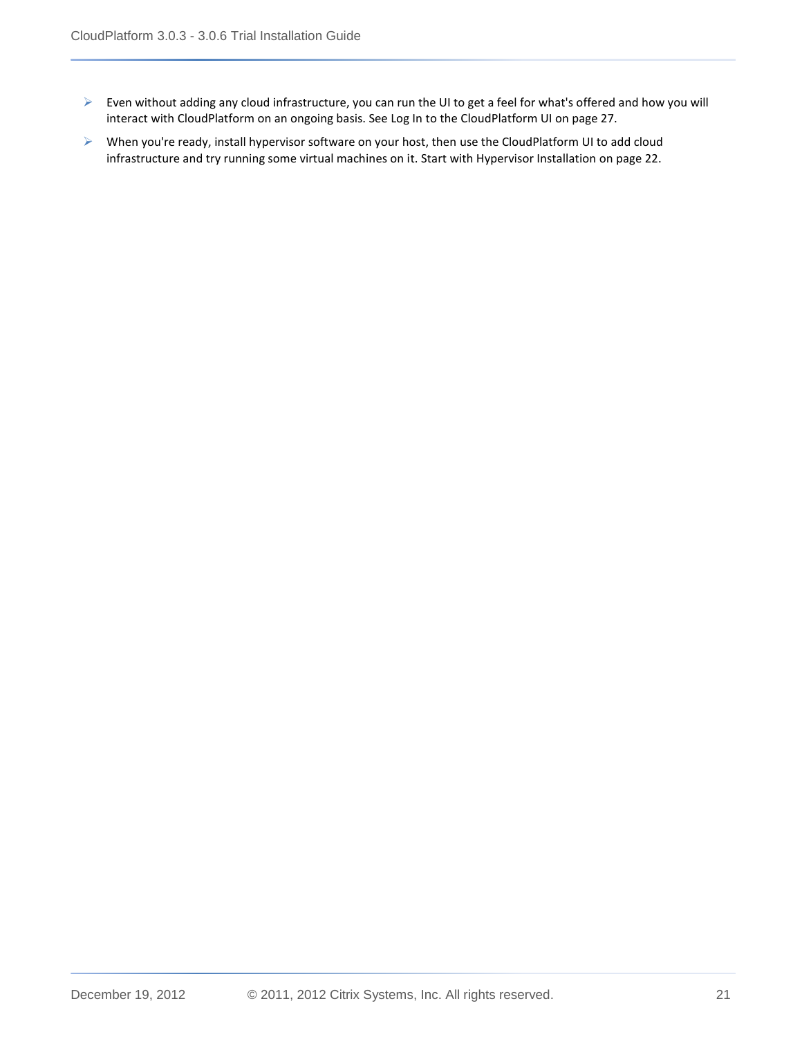- Even without adding any cloud infrastructure, you can run the UI to get a feel for what's offered and how you will interact with CloudPlatform on an ongoing basis. See Log In to the CloudPlatform UI on page 27.
- When you're ready, install hypervisor software on your host, then use the CloudPlatform UI to add cloud infrastructure and try running some virtual machines on it. Start with Hypervisor Installation on page 22.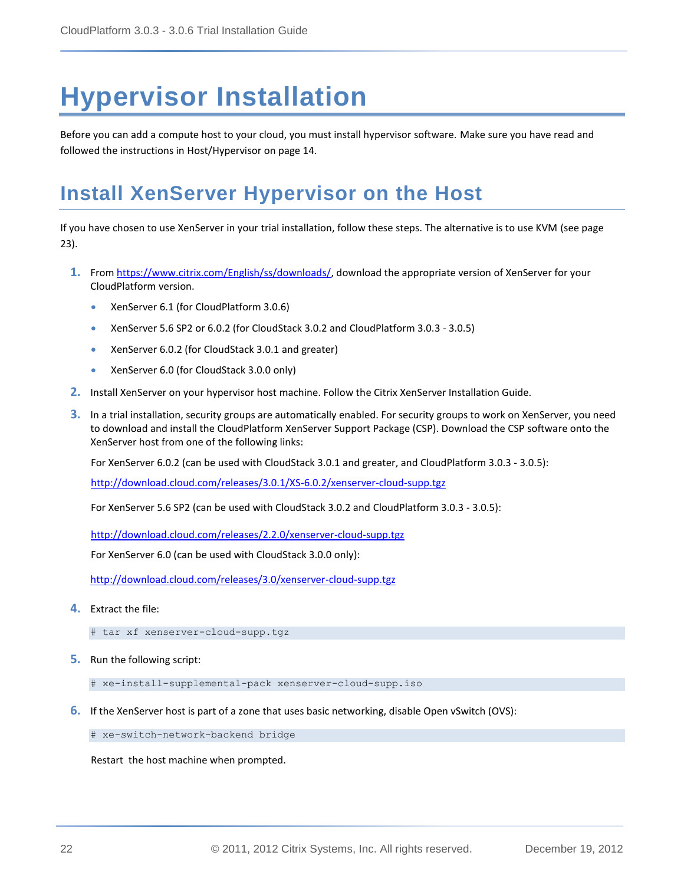# Hypervisor Installation

Before you can add a compute host to your cloud, you must install hypervisor software. Make sure you have read and followed the instructions in Host/Hypervisor on page 14.

## Install XenServer Hypervisor on the Host

If you have chosen to use XenServer in your trial installation, follow these steps. The alternative is to use KVM (see page 23).

1. From https://www.citrix.com/English/ss/downloads/, download the appropriate version of XenServer for your CloudPlatform version.
   - XenServer 6.1 (for CloudPlatform 3.0.6)
   - XenServer 5.6 SP2 or 6.0.2 (for CloudStack 3.0.2 and CloudPlatform 3.0.3 - 3.0.5)
   - XenServer 6.0.2 (for CloudStack 3.0.1 and greater)
   - XenServer 6.0 (for CloudStack 3.0.0 only)
2. Install XenServer on your hypervisor host machine. Follow the Citrix XenServer Installation Guide.
3. In a trial installation, security groups are automatically enabled. For security groups to work on XenServer, you need to download and install the CloudPlatform XenServer Support Package (CSP). Download the CSP software onto the XenServer host from one of the following links:

   For XenServer 6.0.2 (can be used with CloudStack 3.0.1 and greater, and CloudPlatform 3.0.3 - 3.0.5):

   http://download.cloud.com/releases/3.0.1/XS-6.0.2/xenserver-cloud-supp.tgz

   For XenServer 5.6 SP2 (can be used with CloudStack 3.0.2 and CloudPlatform 3.0.3 - 3.0.5):

   http://download.cloud.com/releases/2.2.0/xenserver-cloud-supp.tgz

   For XenServer 6.0 (can be used with CloudStack 3.0.0 only):

   http://download.cloud.com/releases/3.0/xenserver-cloud-supp.tgz

4. Extract the file:

   ```
   # tar xf xenserver-cloud-supp.tgz
   ```

5. Run the following script:

   ```
   # xe-install-supplemental-pack xenserver-cloud-supp.iso
   ```

6. If the XenServer host is part of a zone that uses basic networking, disable Open vSwitch (OVS):

   ```
   # xe-switch-network-backend bridge
   ```

   Restart the host machine when prompted.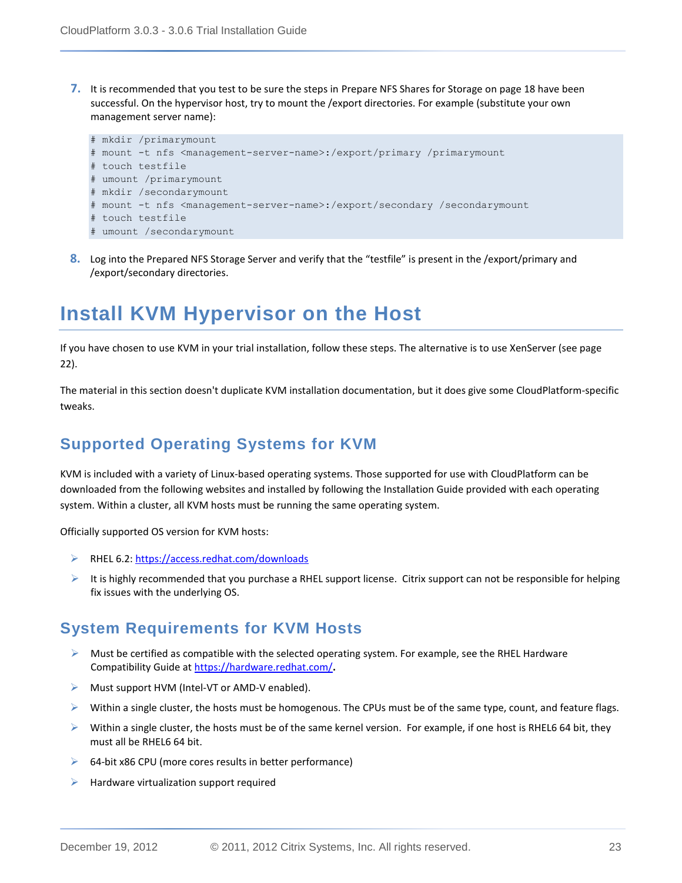7. It is recommended that you test to be sure the steps in Prepare NFS Shares for Storage on page 18 have been successful. On the hypervisor host, try to mount the /export directories. For example (substitute your own management server name):

```
# mkdir /primarymount
# mount -t nfs <management-server-name>:/export/primary /primarymount
# touch testfile
# umount /primarymount
# mkdir /secondarymount
# mount -t nfs <management-server-name>:/export/secondary /secondarymount
# touch testfile
# umount /secondarymount
```

8. Log into the Prepared NFS Storage Server and verify that the “testfile” is present in the /export/primary and /export/secondary directories.

# Install KVM Hypervisor on the Host

If you have chosen to use KVM in your trial installation, follow these steps. The alternative is to use XenServer (see page 22).

The material in this section doesn't duplicate KVM installation documentation, but it does give some CloudPlatform-specific tweaks.

## Supported Operating Systems for KVM

KVM is included with a variety of Linux-based operating systems. Those supported for use with CloudPlatform can be downloaded from the following websites and installed by following the Installation Guide provided with each operating system. Within a cluster, all KVM hosts must be running the same operating system.

Officially supported OS version for KVM hosts:

- RHEL 6.2: https://access.redhat.com/downloads
- It is highly recommended that you purchase a RHEL support license. Citrix support can not be responsible for helping fix issues with the underlying OS.

## System Requirements for KVM Hosts

- Must be certified as compatible with the selected operating system. For example, see the RHEL Hardware Compatibility Guide at https://hardware.redhat.com/.
- Must support HVM (Intel-VT or AMD-V enabled).
- Within a single cluster, the hosts must be homogenous. The CPUs must be of the same type, count, and feature flags.
- Within a single cluster, the hosts must be of the same kernel version. For example, if one host is RHEL6 64 bit, they must all be RHEL6 64 bit.
- 64-bit x86 CPU (more cores results in better performance)
- Hardware virtualization support required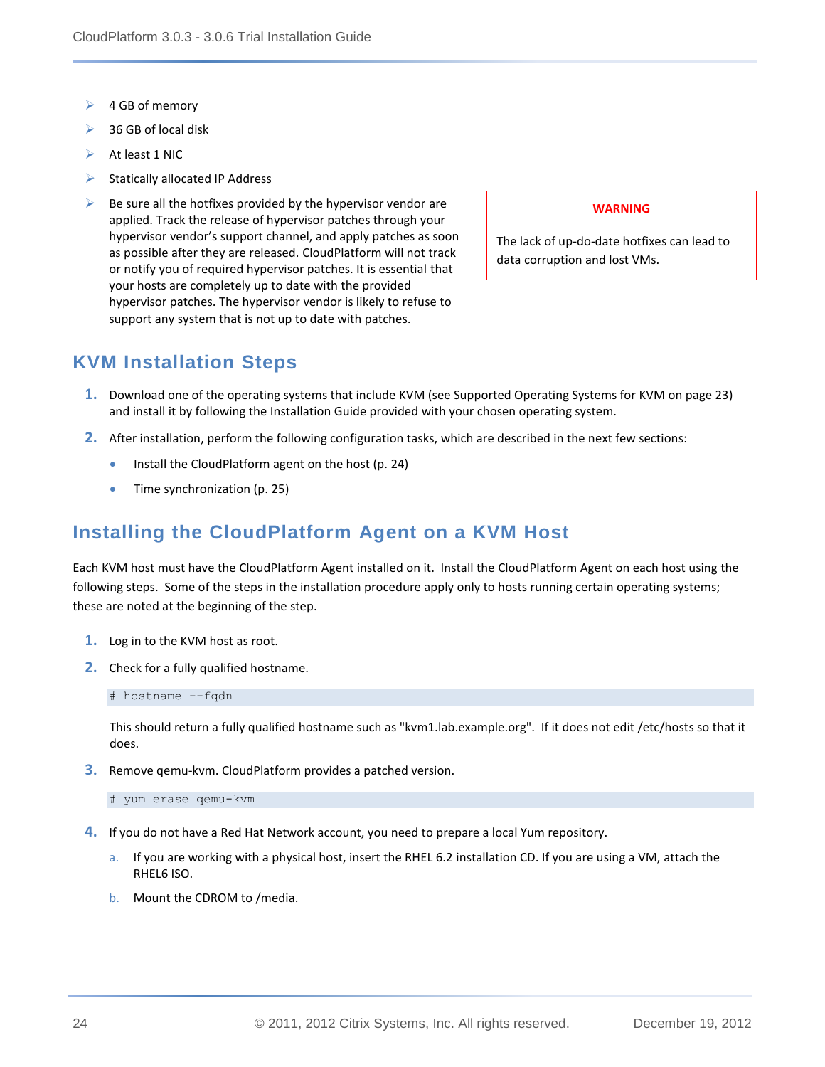- 4 GB of memory
- 36 GB of local disk
- At least 1 NIC
- Statically allocated IP Address
- Be sure all the hotfixes provided by the hypervisor vendor are applied. Track the release of hypervisor patches through your hypervisor vendor's support channel, and apply patches as soon as possible after they are released. CloudPlatform will not track or notify you of required hypervisor patches. It is essential that your hosts are completely up to date with the provided hypervisor patches. The hypervisor vendor is likely to refuse to support any system that is not up to date with patches.

> **WARNING**
>
> The lack of up-do-date hotfixes can lead to data corruption and lost VMs.

## KVM Installation Steps

1. Download one of the operating systems that include KVM (see Supported Operating Systems for KVM on page 23) and install it by following the Installation Guide provided with your chosen operating system.
2. After installation, perform the following configuration tasks, which are described in the next few sections:
   - Install the CloudPlatform agent on the host (p. 24)
   - Time synchronization (p. 25)

## Installing the CloudPlatform Agent on a KVM Host

Each KVM host must have the CloudPlatform Agent installed on it. Install the CloudPlatform Agent on each host using the following steps. Some of the steps in the installation procedure apply only to hosts running certain operating systems; these are noted at the beginning of the step.

1. Log in to the KVM host as root.
2. Check for a fully qualified hostname.

   ```
   # hostname --fqdn
   ```

   This should return a fully qualified hostname such as "kvm1.lab.example.org". If it does not edit /etc/hosts so that it does.
3. Remove qemu-kvm. CloudPlatform provides a patched version.

   ```
   # yum erase qemu-kvm
   ```
4. If you do not have a Red Hat Network account, you need to prepare a local Yum repository.
   a. If you are working with a physical host, insert the RHEL 6.2 installation CD. If you are using a VM, attach the RHEL6 ISO.
   b. Mount the CDROM to /media.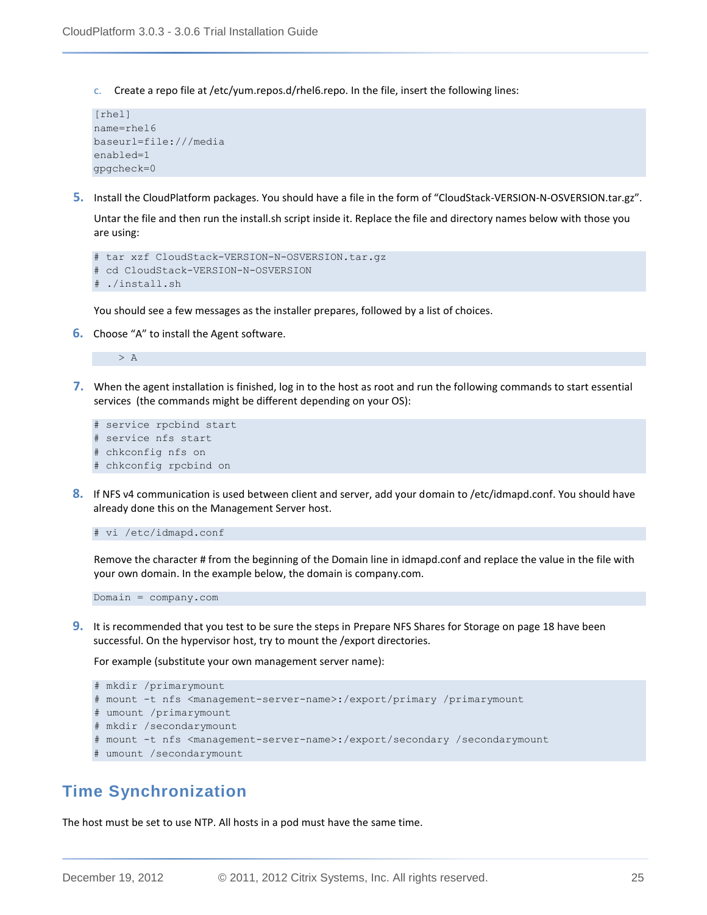c. Create a repo file at /etc/yum.repos.d/rhel6.repo. In the file, insert the following lines:

```
[rhel]
name=rhel6
baseurl=file:///media
enabled=1
gpgcheck=0
```

5. Install the CloudPlatform packages. You should have a file in the form of “CloudStack-VERSION-N-OSVERSION.tar.gz”.

   Untar the file and then run the install.sh script inside it. Replace the file and directory names below with those you are using:

```
# tar xzf CloudStack-VERSION-N-OSVERSION.tar.gz
# cd CloudStack-VERSION-N-OSVERSION
# ./install.sh
```

   You should see a few messages as the installer prepares, followed by a list of choices.

6. Choose “A” to install the Agent software.

```
    > A
```

7. When the agent installation is finished, log in to the host as root and run the following commands to start essential services (the commands might be different depending on your OS):

```
# service rpcbind start
# service nfs start
# chkconfig nfs on
# chkconfig rpcbind on
```

8. If NFS v4 communication is used between client and server, add your domain to /etc/idmapd.conf. You should have already done this on the Management Server host.

```
# vi /etc/idmapd.conf
```

   Remove the character # from the beginning of the Domain line in idmapd.conf and replace the value in the file with your own domain. In the example below, the domain is company.com.

```
Domain = company.com
```

9. It is recommended that you test to be sure the steps in Prepare NFS Shares for Storage on page 18 have been successful. On the hypervisor host, try to mount the /export directories.

   For example (substitute your own management server name):

```
# mkdir /primarymount
# mount -t nfs <management-server-name>:/export/primary /primarymount
# umount /primarymount
# mkdir /secondarymount
# mount -t nfs <management-server-name>:/export/secondary /secondarymount
# umount /secondarymount
```

## Time Synchronization

The host must be set to use NTP. All hosts in a pod must have the same time.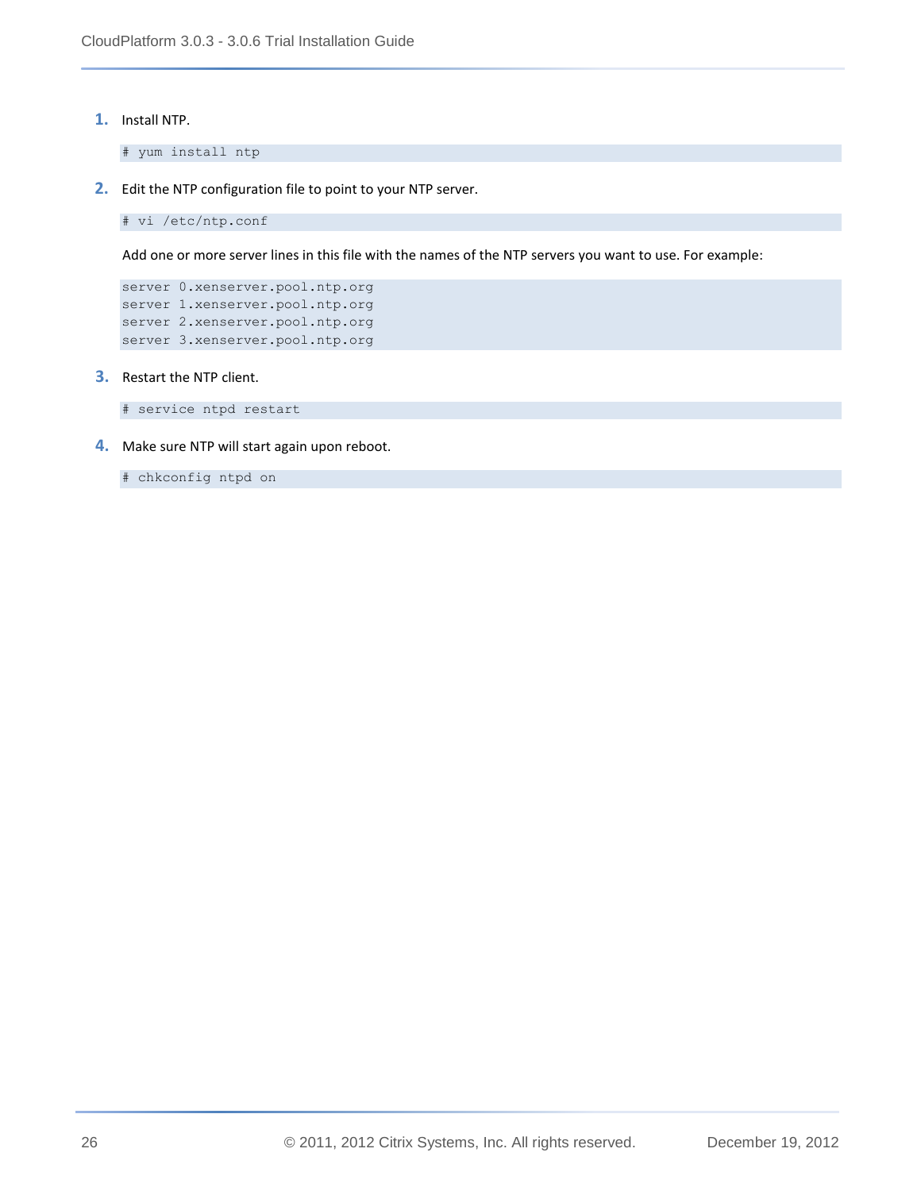1. Install NTP.

```
# yum install ntp
```

2. Edit the NTP configuration file to point to your NTP server.

```
# vi /etc/ntp.conf
```

Add one or more server lines in this file with the names of the NTP servers you want to use. For example:

```
server 0.xenserver.pool.ntp.org
server 1.xenserver.pool.ntp.org
server 2.xenserver.pool.ntp.org
server 3.xenserver.pool.ntp.org
```

3. Restart the NTP client.

```
# service ntpd restart
```

4. Make sure NTP will start again upon reboot.

```
# chkconfig ntpd on
```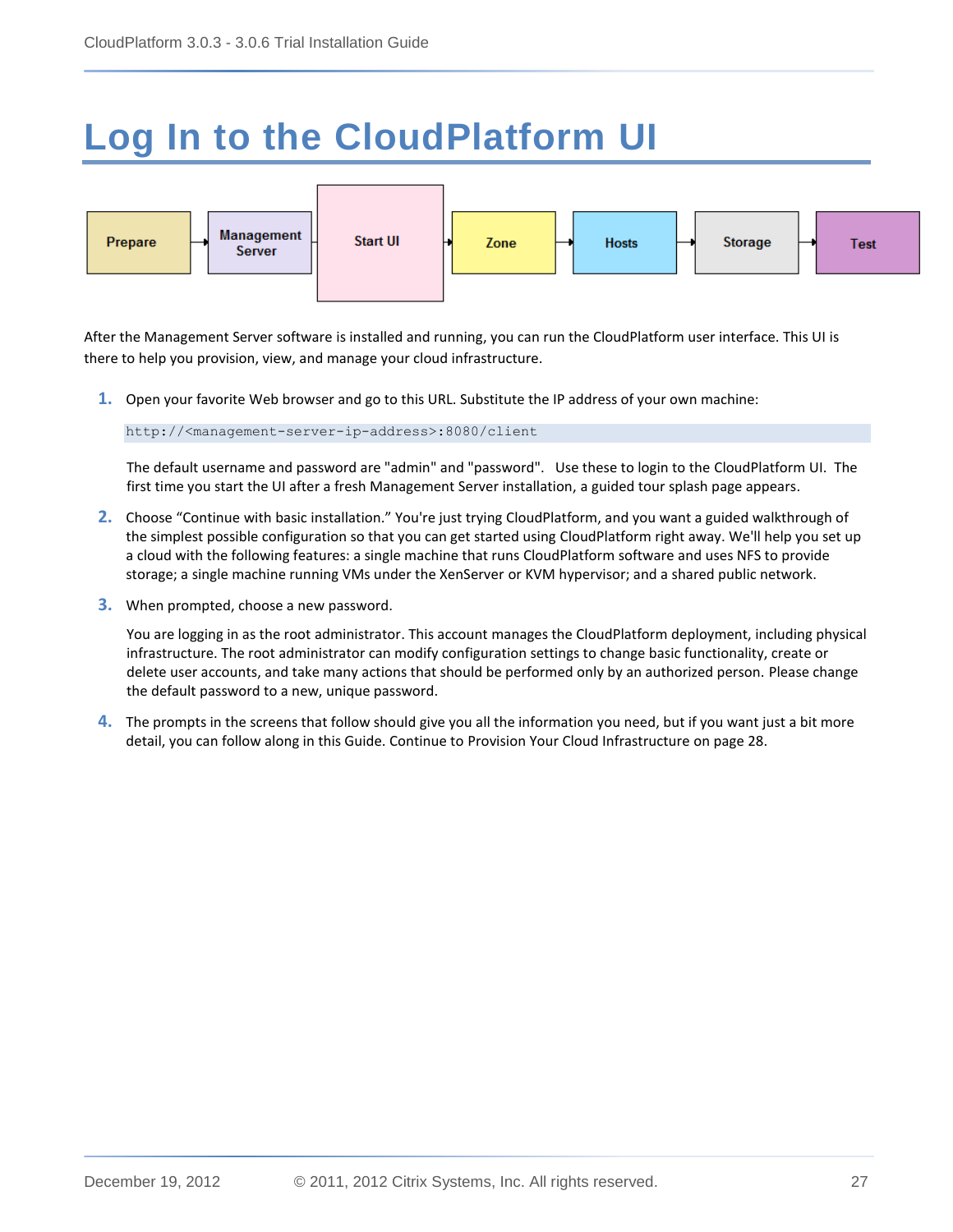# Log In to the CloudPlatform UI

Prepare → Management Server → Start UI → Zone → Hosts → Storage → Test

After the Management Server software is installed and running, you can run the CloudPlatform user interface. This UI is there to help you provision, view, and manage your cloud infrastructure.

1. Open your favorite Web browser and go to this URL. Substitute the IP address of your own machine:

   ```
   http://<management-server-ip-address>:8080/client
   ```

   The default username and password are "admin" and "password". Use these to login to the CloudPlatform UI. The first time you start the UI after a fresh Management Server installation, a guided tour splash page appears.

2. Choose "Continue with basic installation." You're just trying CloudPlatform, and you want a guided walkthrough of the simplest possible configuration so that you can get started using CloudPlatform right away. We'll help you set up a cloud with the following features: a single machine that runs CloudPlatform software and uses NFS to provide storage; a single machine running VMs under the XenServer or KVM hypervisor; and a shared public network.

3. When prompted, choose a new password.

   You are logging in as the root administrator. This account manages the CloudPlatform deployment, including physical infrastructure. The root administrator can modify configuration settings to change basic functionality, create or delete user accounts, and take many actions that should be performed only by an authorized person. Please change the default password to a new, unique password.

4. The prompts in the screens that follow should give you all the information you need, but if you want just a bit more detail, you can follow along in this Guide. Continue to Provision Your Cloud Infrastructure on page 28.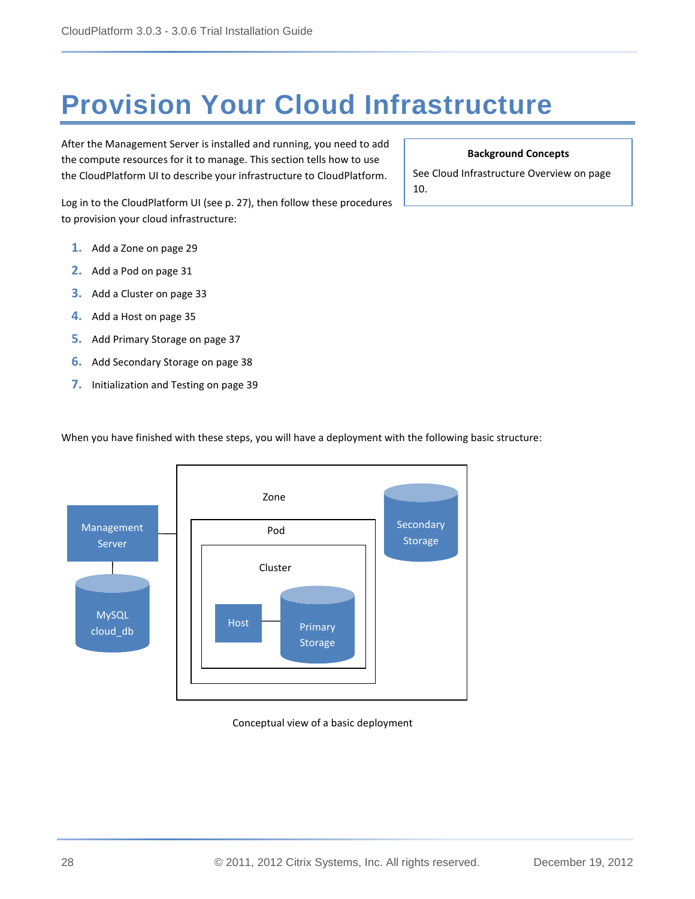# Provision Your Cloud Infrastructure

After the Management Server is installed and running, you need to add the compute resources for it to manage. This section tells how to use the CloudPlatform UI to describe your infrastructure to CloudPlatform.

**Background Concepts**

See Cloud Infrastructure Overview on page 10.

Log in to the CloudPlatform UI (see p. 27), then follow these procedures to provision your cloud infrastructure:

1. Add a Zone on page 29
2. Add a Pod on page 31
3. Add a Cluster on page 33
4. Add a Host on page 35
5. Add Primary Storage on page 37
6. Add Secondary Storage on page 38
7. Initialization and Testing on page 39

When you have finished with these steps, you will have a deployment with the following basic structure:

Conceptual view of a basic deployment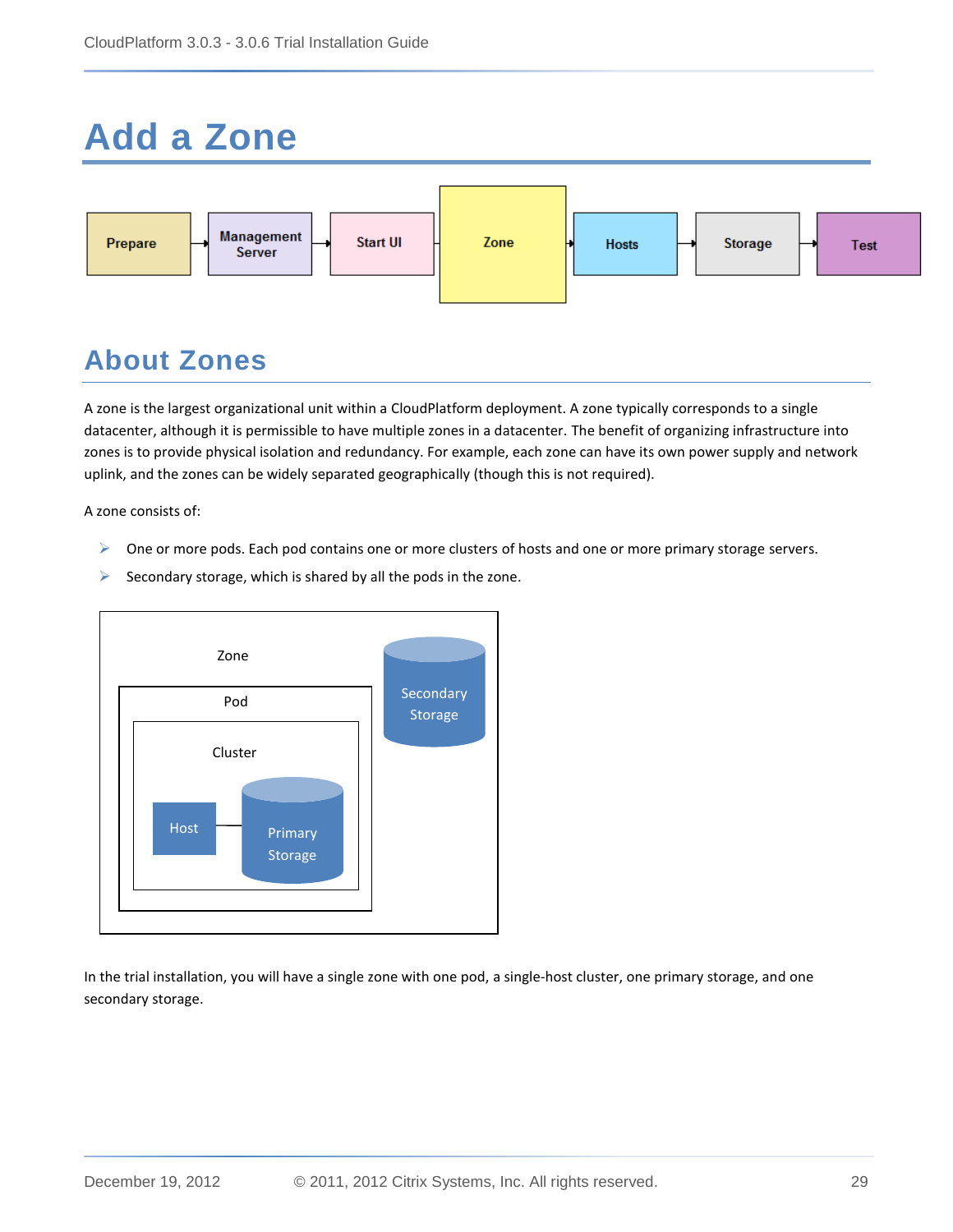# Add a Zone

Prepare → Management Server → Start UI → Zone → Hosts → Storage → Test

## About Zones

A zone is the largest organizational unit within a CloudPlatform deployment. A zone typically corresponds to a single datacenter, although it is permissible to have multiple zones in a datacenter. The benefit of organizing infrastructure into zones is to provide physical isolation and redundancy. For example, each zone can have its own power supply and network uplink, and the zones can be widely separated geographically (though this is not required).

A zone consists of:

- One or more pods. Each pod contains one or more clusters of hosts and one or more primary storage servers.
- Secondary storage, which is shared by all the pods in the zone.

Zone
Pod
Cluster
Host
Primary Storage
Secondary Storage

In the trial installation, you will have a single zone with one pod, a single-host cluster, one primary storage, and one secondary storage.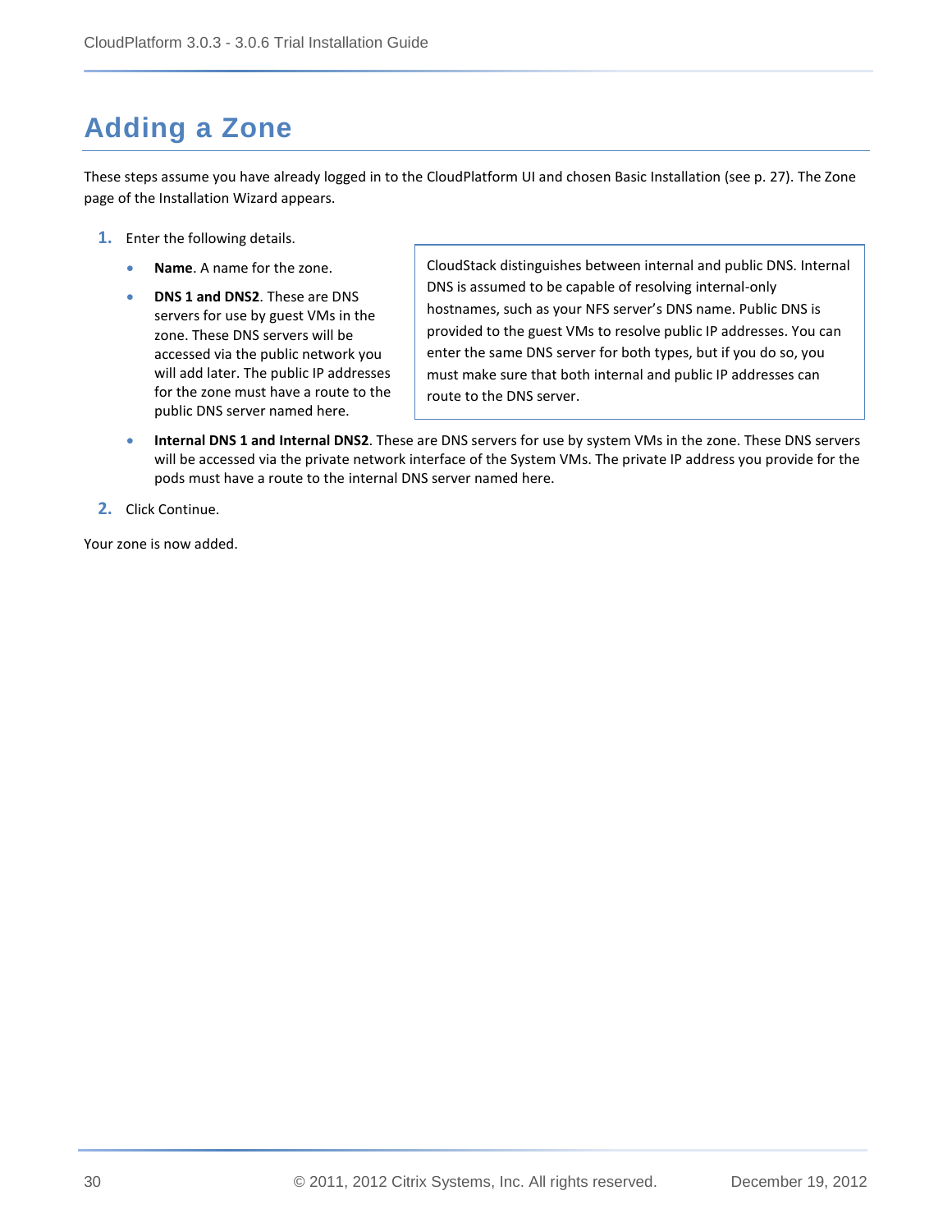# Adding a Zone

These steps assume you have already logged in to the CloudPlatform UI and chosen Basic Installation (see p. 27). The Zone page of the Installation Wizard appears.

1. Enter the following details.
   - **Name**. A name for the zone.
   - **DNS 1 and DNS2**. These are DNS servers for use by guest VMs in the zone. These DNS servers will be accessed via the public network you will add later. The public IP addresses for the zone must have a route to the public DNS server named here.

   > CloudStack distinguishes between internal and public DNS. Internal DNS is assumed to be capable of resolving internal-only hostnames, such as your NFS server's DNS name. Public DNS is provided to the guest VMs to resolve public IP addresses. You can enter the same DNS server for both types, but if you do so, you must make sure that both internal and public IP addresses can route to the DNS server.

   - **Internal DNS 1 and Internal DNS2**. These are DNS servers for use by system VMs in the zone. These DNS servers will be accessed via the private network interface of the System VMs. The private IP address you provide for the pods must have a route to the internal DNS server named here.
2. Click Continue.

Your zone is now added.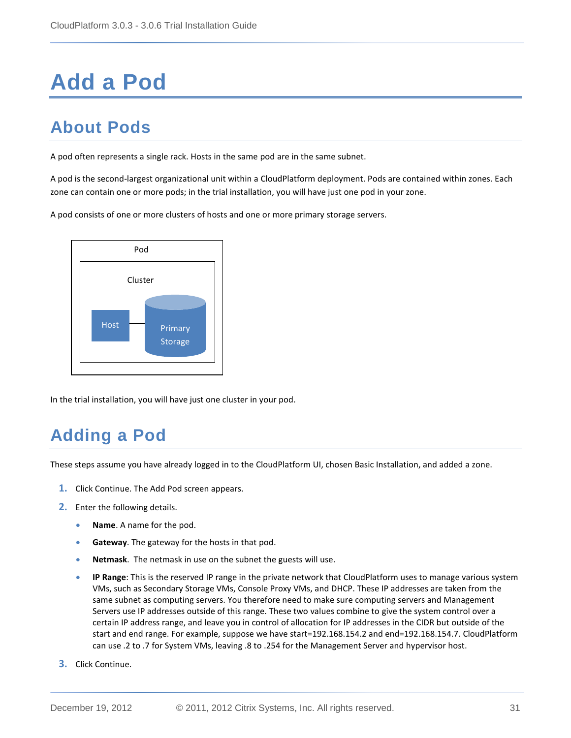# Add a Pod

## About Pods

A pod often represents a single rack. Hosts in the same pod are in the same subnet.

A pod is the second-largest organizational unit within a CloudPlatform deployment. Pods are contained within zones. Each zone can contain one or more pods; in the trial installation, you will have just one pod in your zone.

A pod consists of one or more clusters of hosts and one or more primary storage servers.

In the trial installation, you will have just one cluster in your pod.

## Adding a Pod

These steps assume you have already logged in to the CloudPlatform UI, chosen Basic Installation, and added a zone.

1. Click Continue. The Add Pod screen appears.
2. Enter the following details.
   - **Name**. A name for the pod.
   - **Gateway**. The gateway for the hosts in that pod.
   - **Netmask**. The netmask in use on the subnet the guests will use.
   - **IP Range**: This is the reserved IP range in the private network that CloudPlatform uses to manage various system VMs, such as Secondary Storage VMs, Console Proxy VMs, and DHCP. These IP addresses are taken from the same subnet as computing servers. You therefore need to make sure computing servers and Management Servers use IP addresses outside of this range. These two values combine to give the system control over a certain IP address range, and leave you in control of allocation for IP addresses in the CIDR but outside of the start and end range. For example, suppose we have start=192.168.154.2 and end=192.168.154.7. CloudPlatform can use .2 to .7 for System VMs, leaving .8 to .254 for the Management Server and hypervisor host.
3. Click Continue.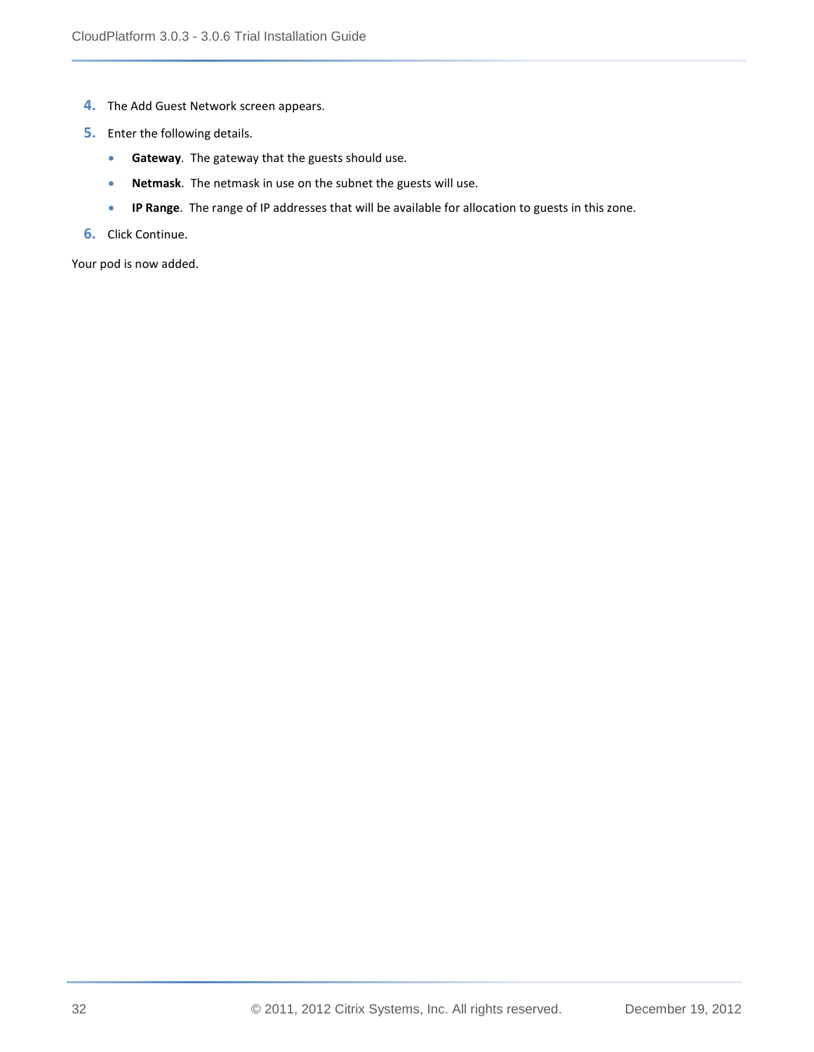4. The Add Guest Network screen appears.
5. Enter the following details.
   - **Gateway**.  The gateway that the guests should use.
   - **Netmask**.  The netmask in use on the subnet the guests will use.
   - **IP Range**.  The range of IP addresses that will be available for allocation to guests in this zone.
6. Click Continue.

Your pod is now added.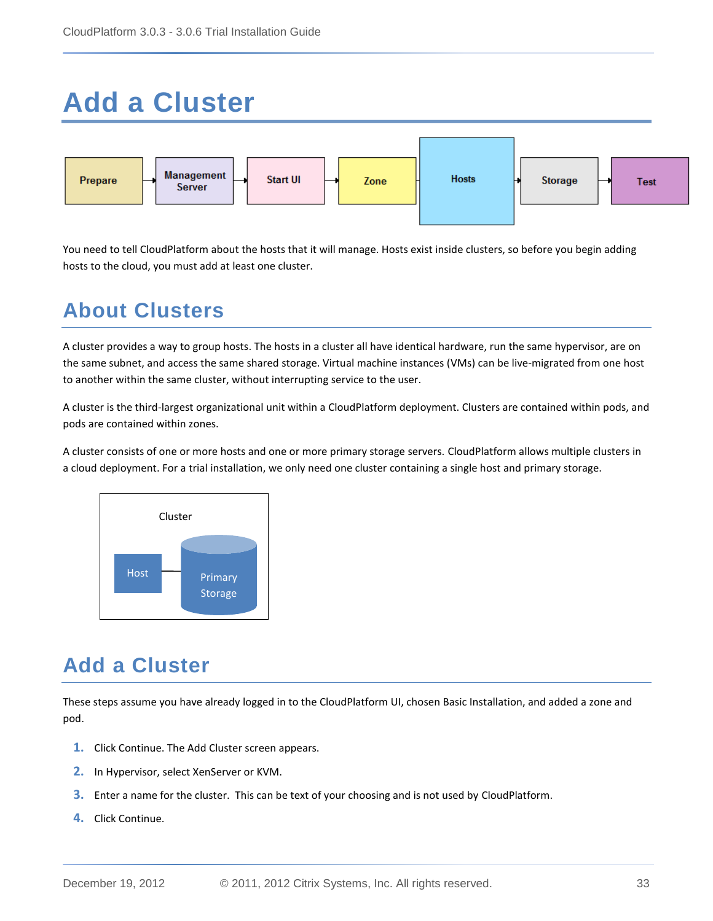# Add a Cluster

You need to tell CloudPlatform about the hosts that it will manage. Hosts exist inside clusters, so before you begin adding hosts to the cloud, you must add at least one cluster.

## About Clusters

A cluster provides a way to group hosts. The hosts in a cluster all have identical hardware, run the same hypervisor, are on the same subnet, and access the same shared storage. Virtual machine instances (VMs) can be live-migrated from one host to another within the same cluster, without interrupting service to the user.

A cluster is the third-largest organizational unit within a CloudPlatform deployment. Clusters are contained within pods, and pods are contained within zones.

A cluster consists of one or more hosts and one or more primary storage servers. CloudPlatform allows multiple clusters in a cloud deployment. For a trial installation, we only need one cluster containing a single host and primary storage.

## Add a Cluster

These steps assume you have already logged in to the CloudPlatform UI, chosen Basic Installation, and added a zone and pod.

1. Click Continue. The Add Cluster screen appears.
2. In Hypervisor, select XenServer or KVM.
3. Enter a name for the cluster. This can be text of your choosing and is not used by CloudPlatform.
4. Click Continue.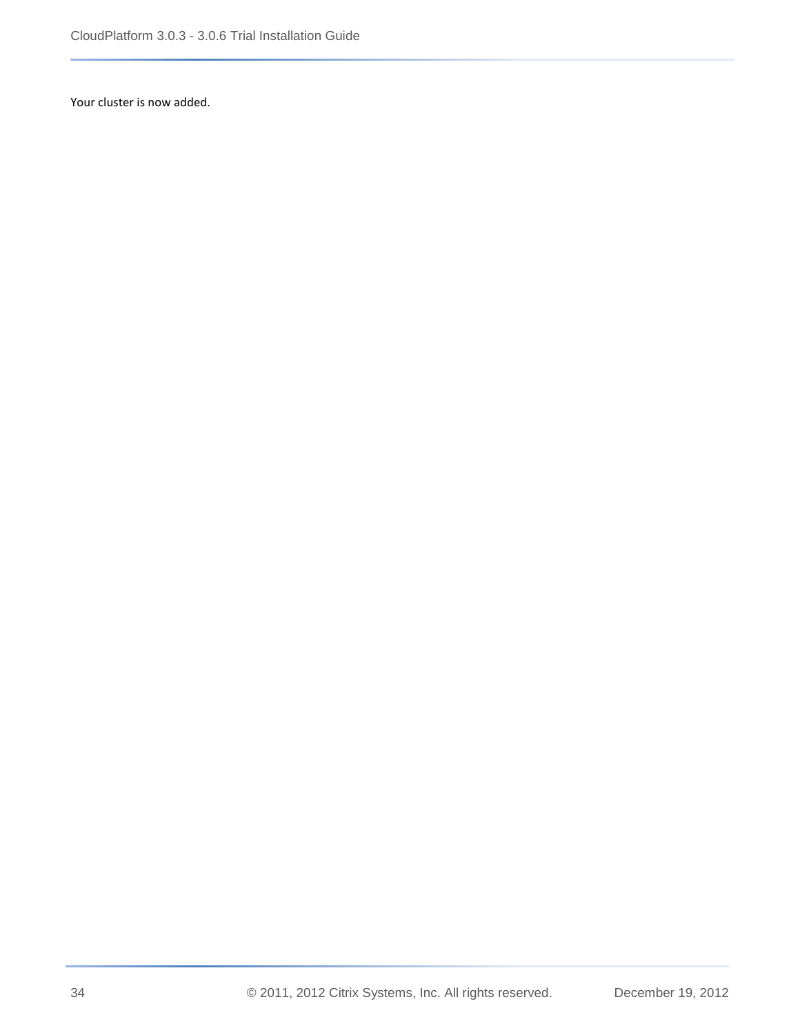Your cluster is now added.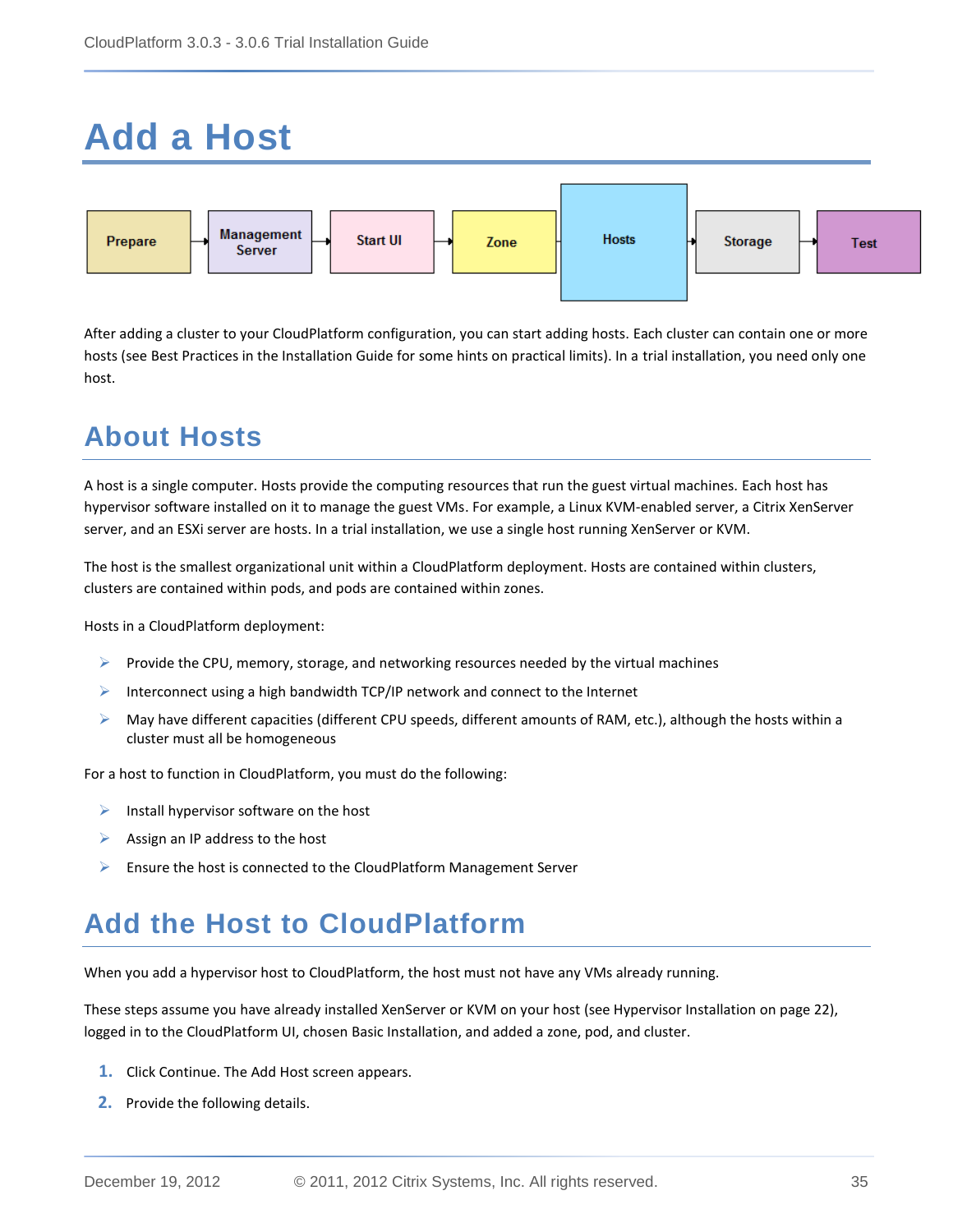# Add a Host

Prepare → Management Server → Start UI → Zone → Hosts → Storage → Test

After adding a cluster to your CloudPlatform configuration, you can start adding hosts. Each cluster can contain one or more hosts (see Best Practices in the Installation Guide for some hints on practical limits). In a trial installation, you need only one host.

## About Hosts

A host is a single computer. Hosts provide the computing resources that run the guest virtual machines. Each host has hypervisor software installed on it to manage the guest VMs. For example, a Linux KVM-enabled server, a Citrix XenServer server, and an ESXi server are hosts. In a trial installation, we use a single host running XenServer or KVM.

The host is the smallest organizational unit within a CloudPlatform deployment. Hosts are contained within clusters, clusters are contained within pods, and pods are contained within zones.

Hosts in a CloudPlatform deployment:

- Provide the CPU, memory, storage, and networking resources needed by the virtual machines
- Interconnect using a high bandwidth TCP/IP network and connect to the Internet
- May have different capacities (different CPU speeds, different amounts of RAM, etc.), although the hosts within a cluster must all be homogeneous

For a host to function in CloudPlatform, you must do the following:

- Install hypervisor software on the host
- Assign an IP address to the host
- Ensure the host is connected to the CloudPlatform Management Server

## Add the Host to CloudPlatform

When you add a hypervisor host to CloudPlatform, the host must not have any VMs already running.

These steps assume you have already installed XenServer or KVM on your host (see Hypervisor Installation on page 22), logged in to the CloudPlatform UI, chosen Basic Installation, and added a zone, pod, and cluster.

1. Click Continue. The Add Host screen appears.
2. Provide the following details.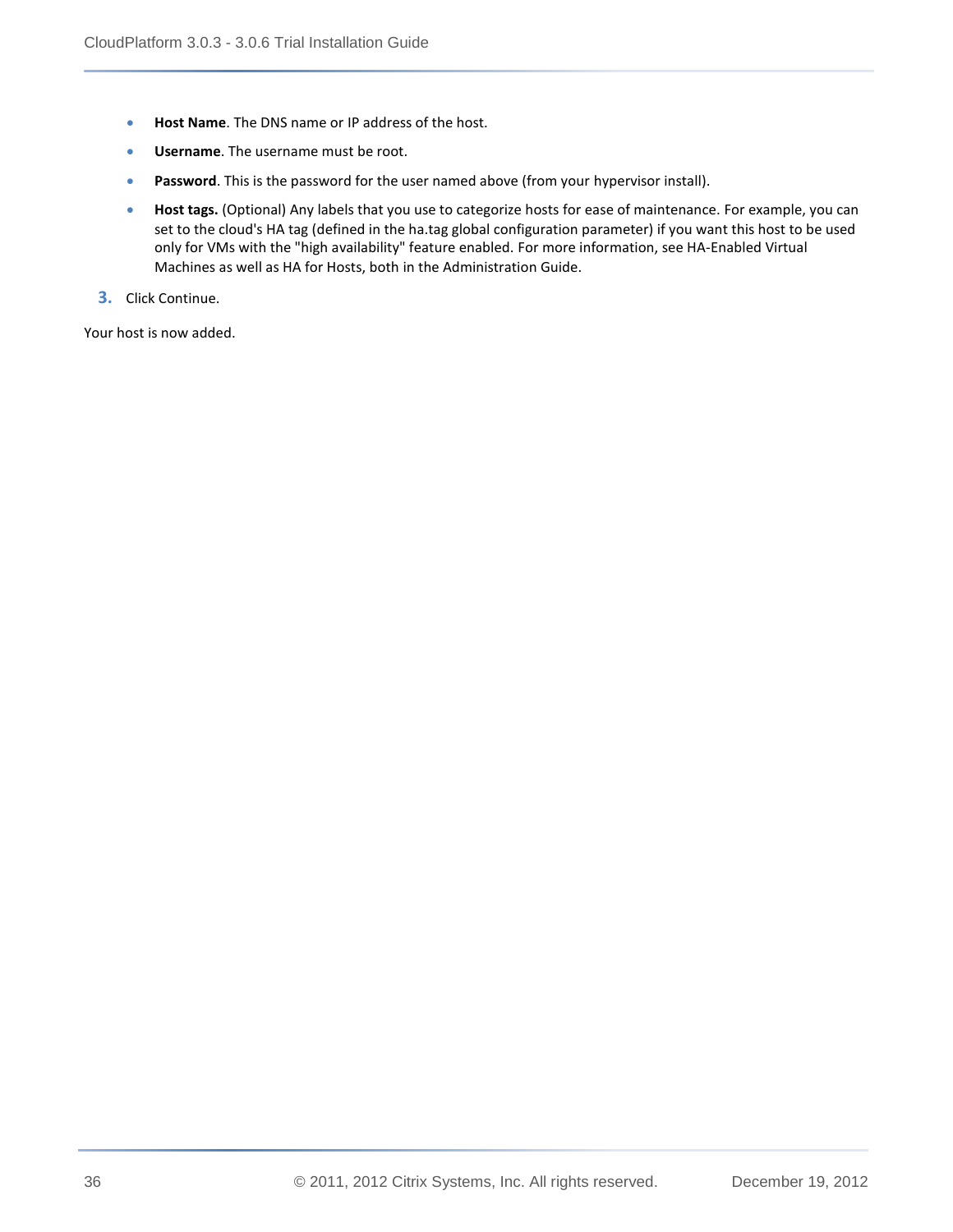- **Host Name**. The DNS name or IP address of the host.
- **Username**. The username must be root.
- **Password**. This is the password for the user named above (from your hypervisor install).
- **Host tags.** (Optional) Any labels that you use to categorize hosts for ease of maintenance. For example, you can set to the cloud's HA tag (defined in the ha.tag global configuration parameter) if you want this host to be used only for VMs with the "high availability" feature enabled. For more information, see HA-Enabled Virtual Machines as well as HA for Hosts, both in the Administration Guide.

3. Click Continue.

Your host is now added.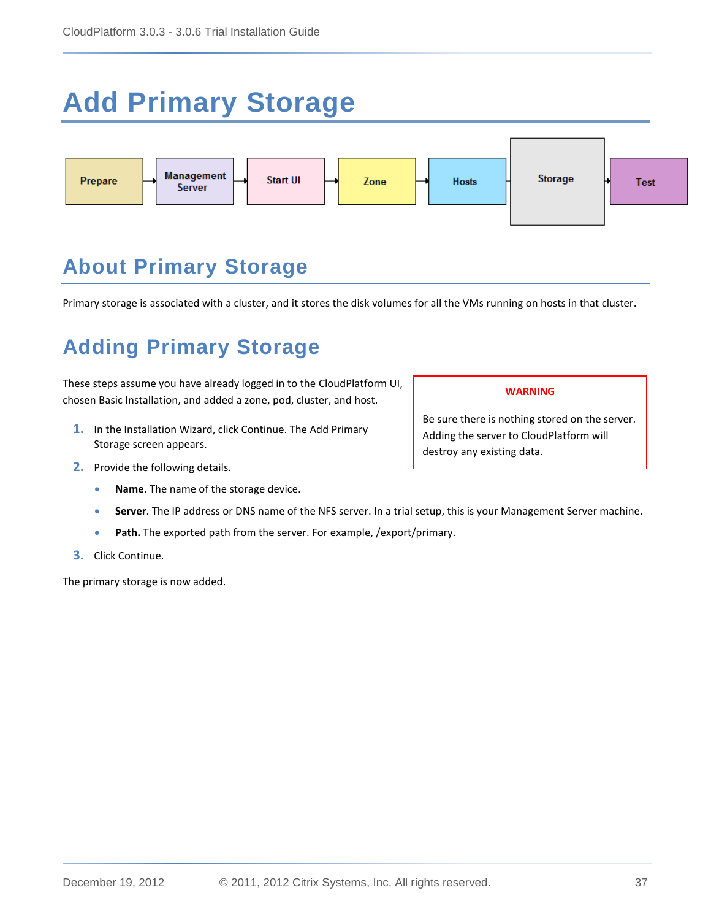# Add Primary Storage

Prepare → Management Server → Start UI → Zone → Hosts → Storage → Test

## About Primary Storage

Primary storage is associated with a cluster, and it stores the disk volumes for all the VMs running on hosts in that cluster.

## Adding Primary Storage

These steps assume you have already logged in to the CloudPlatform UI, chosen Basic Installation, and added a zone, pod, cluster, and host.

> **WARNING**
>
> Be sure there is nothing stored on the server. Adding the server to CloudPlatform will destroy any existing data.

1. In the Installation Wizard, click Continue. The Add Primary Storage screen appears.
2. Provide the following details.
   - **Name**. The name of the storage device.
   - **Server**. The IP address or DNS name of the NFS server. In a trial setup, this is your Management Server machine.
   - **Path.** The exported path from the server. For example, /export/primary.
3. Click Continue.

The primary storage is now added.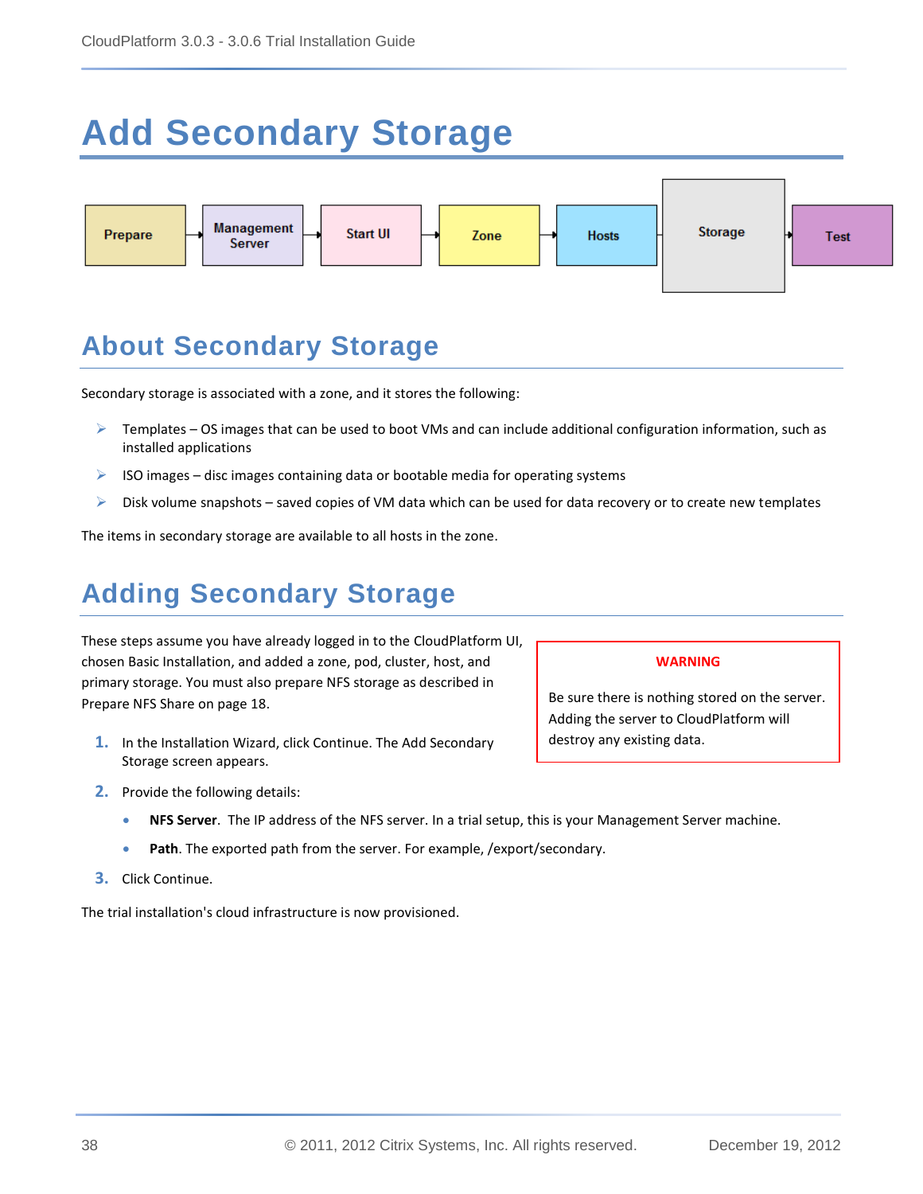# Add Secondary Storage

Prepare → Management Server → Start UI → Zone → Hosts → Storage → Test

## About Secondary Storage

Secondary storage is associated with a zone, and it stores the following:

- Templates – OS images that can be used to boot VMs and can include additional configuration information, such as installed applications
- ISO images – disc images containing data or bootable media for operating systems
- Disk volume snapshots – saved copies of VM data which can be used for data recovery or to create new templates

The items in secondary storage are available to all hosts in the zone.

## Adding Secondary Storage

These steps assume you have already logged in to the CloudPlatform UI, chosen Basic Installation, and added a zone, pod, cluster, host, and primary storage. You must also prepare NFS storage as described in Prepare NFS Share on page 18.

> **WARNING**
>
> Be sure there is nothing stored on the server. Adding the server to CloudPlatform will destroy any existing data.

1. In the Installation Wizard, click Continue. The Add Secondary Storage screen appears.
2. Provide the following details:
   - **NFS Server**. The IP address of the NFS server. In a trial setup, this is your Management Server machine.
   - **Path**. The exported path from the server. For example, /export/secondary.
3. Click Continue.

The trial installation's cloud infrastructure is now provisioned.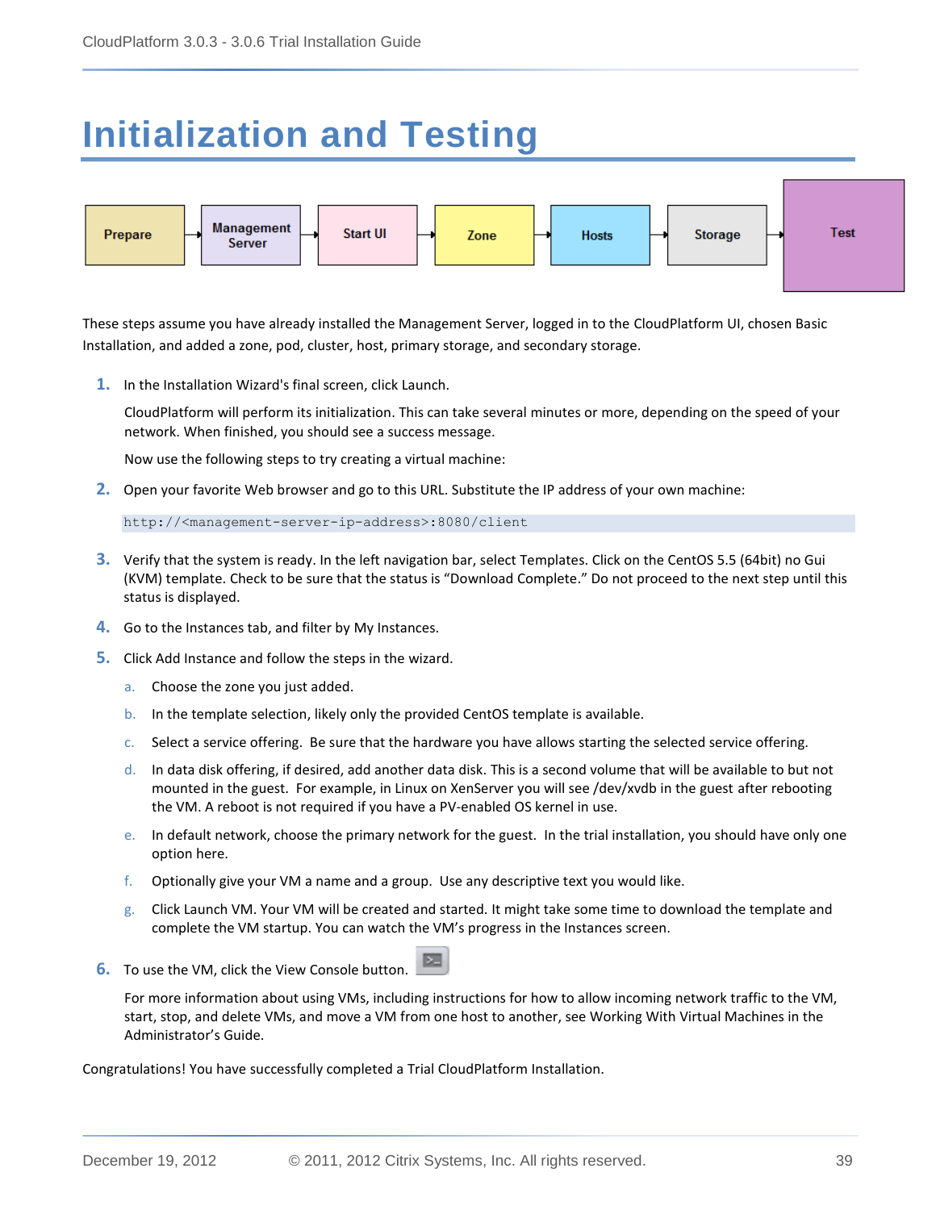# Initialization and Testing

Prepare → Management Server → Start UI → Zone → Hosts → Storage → Test

These steps assume you have already installed the Management Server, logged in to the CloudPlatform UI, chosen Basic Installation, and added a zone, pod, cluster, host, primary storage, and secondary storage.

1. In the Installation Wizard's final screen, click Launch.

   CloudPlatform will perform its initialization. This can take several minutes or more, depending on the speed of your network. When finished, you should see a success message.

   Now use the following steps to try creating a virtual machine:

2. Open your favorite Web browser and go to this URL. Substitute the IP address of your own machine:

```
http://<management-server-ip-address>:8080/client
```

3. Verify that the system is ready. In the left navigation bar, select Templates. Click on the CentOS 5.5 (64bit) no Gui (KVM) template. Check to be sure that the status is "Download Complete." Do not proceed to the next step until this status is displayed.

4. Go to the Instances tab, and filter by My Instances.

5. Click Add Instance and follow the steps in the wizard.

   a. Choose the zone you just added.

   b. In the template selection, likely only the provided CentOS template is available.

   c. Select a service offering. Be sure that the hardware you have allows starting the selected service offering.

   d. In data disk offering, if desired, add another data disk. This is a second volume that will be available to but not mounted in the guest. For example, in Linux on XenServer you will see /dev/xvdb in the guest after rebooting the VM. A reboot is not required if you have a PV-enabled OS kernel in use.

   e. In default network, choose the primary network for the guest. In the trial installation, you should have only one option here.

   f. Optionally give your VM a name and a group. Use any descriptive text you would like.

   g. Click Launch VM. Your VM will be created and started. It might take some time to download the template and complete the VM startup. You can watch the VM's progress in the Instances screen.

6. To use the VM, click the View Console button.

   For more information about using VMs, including instructions for how to allow incoming network traffic to the VM, start, stop, and delete VMs, and move a VM from one host to another, see Working With Virtual Machines in the Administrator's Guide.

Congratulations! You have successfully completed a Trial CloudPlatform Installation.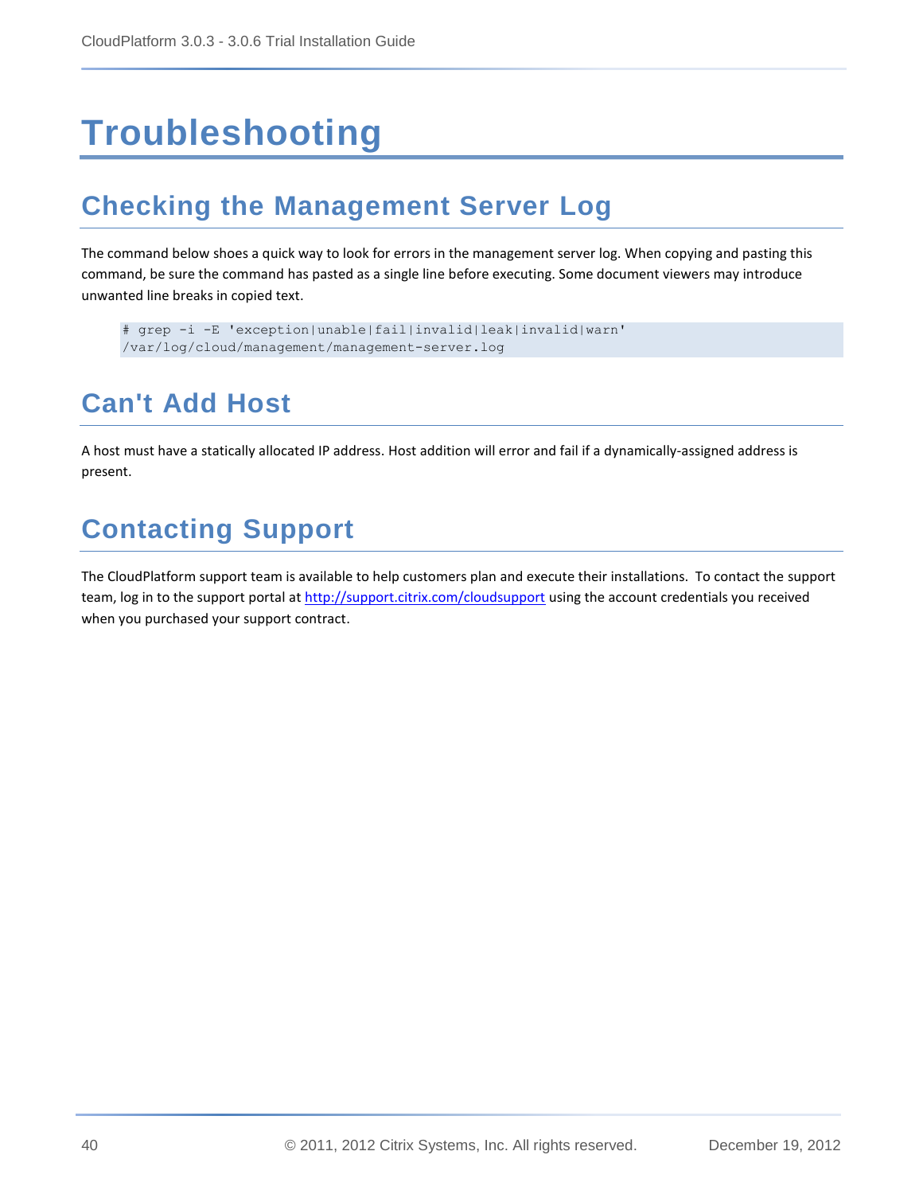# Troubleshooting

## Checking the Management Server Log

The command below shoes a quick way to look for errors in the management server log. When copying and pasting this command, be sure the command has pasted as a single line before executing. Some document viewers may introduce unwanted line breaks in copied text.

```
# grep -i -E 'exception|unable|fail|invalid|leak|invalid|warn'
/var/log/cloud/management/management-server.log
```

## Can't Add Host

A host must have a statically allocated IP address. Host addition will error and fail if a dynamically-assigned address is present.

## Contacting Support

The CloudPlatform support team is available to help customers plan and execute their installations. To contact the support team, log in to the support portal at http://support.citrix.com/cloudsupport using the account credentials you received when you purchased your support contract.